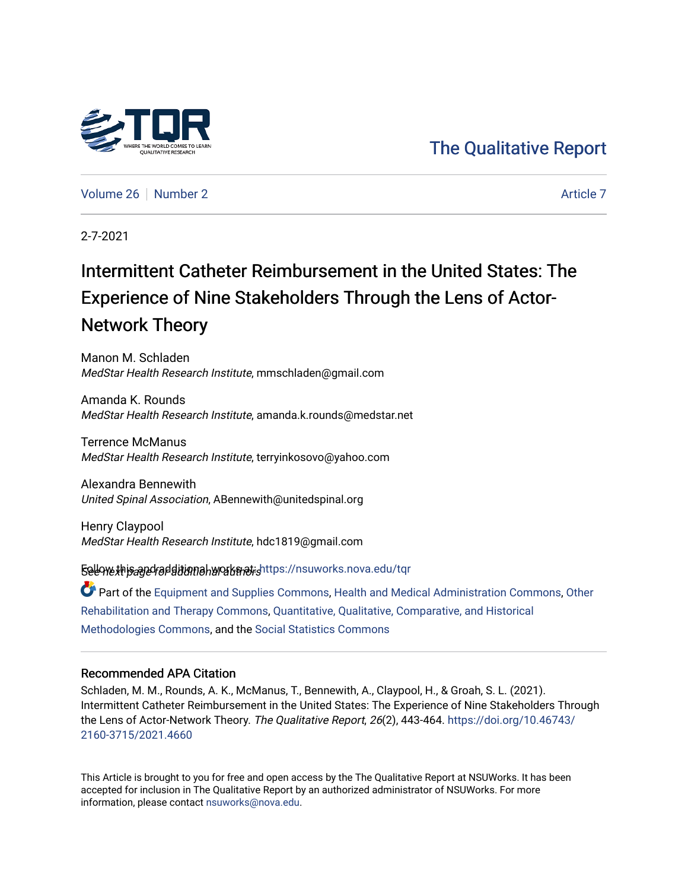The Qualitative Report

Volume 26 | Number 2 | Article 7

2-7-2021

# Intermittent Catheter Reimbursement in the United States: The Experience of Nine Stakeholders Through the Lens of Actor-Network Theory

Manon M. Schladen
*MedStar Health Research Institute*, mmschladen@gmail.com

Amanda K. Rounds
*MedStar Health Research Institute*, amanda.k.rounds@medstar.net

Terrence McManus
*MedStar Health Research Institute*, terryinkosovo@yahoo.com

Alexandra Bennewith
*United Spinal Association*, ABennewith@unitedspinal.org

Henry Claypool
*MedStar Health Research Institute*, hdc1819@gmail.com

*See next page for additional authors*

Follow this and additional works at: https://nsuworks.nova.edu/tqr

Part of the Equipment and Supplies Commons, Health and Medical Administration Commons, Other Rehabilitation and Therapy Commons, Quantitative, Qualitative, Comparative, and Historical Methodologies Commons, and the Social Statistics Commons

## Recommended APA Citation

Schladen, M. M., Rounds, A. K., McManus, T., Bennewith, A., Claypool, H., & Groah, S. L. (2021). Intermittent Catheter Reimbursement in the United States: The Experience of Nine Stakeholders Through the Lens of Actor-Network Theory. *The Qualitative Report*, *26*(2), 443-464. https://doi.org/10.46743/2160-3715/2021.4660

This Article is brought to you for free and open access by the The Qualitative Report at NSUWorks. It has been accepted for inclusion in The Qualitative Report by an authorized administrator of NSUWorks. For more information, please contact nsuworks@nova.edu.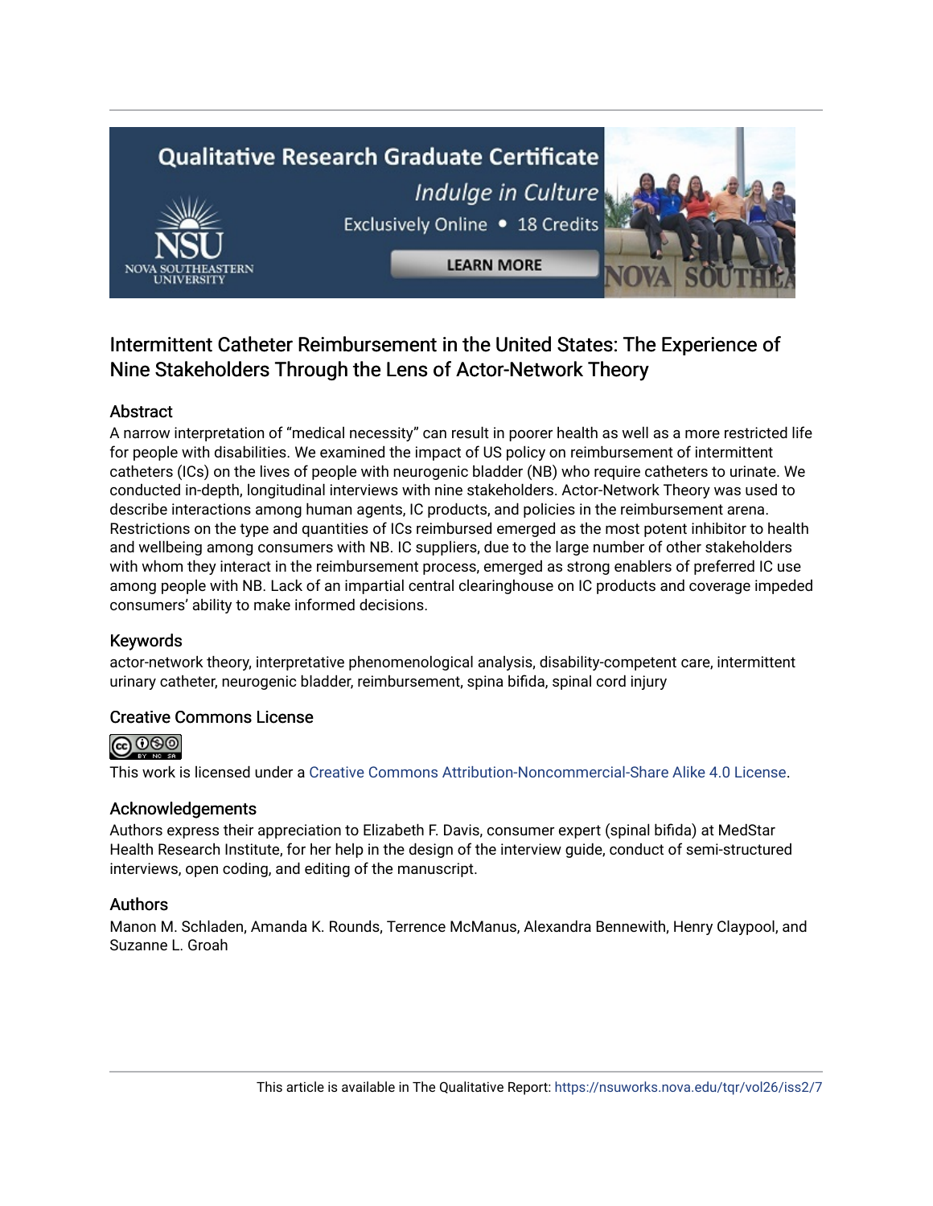# Intermittent Catheter Reimbursement in the United States: The Experience of Nine Stakeholders Through the Lens of Actor-Network Theory

## Abstract

A narrow interpretation of "medical necessity" can result in poorer health as well as a more restricted life for people with disabilities. We examined the impact of US policy on reimbursement of intermittent catheters (ICs) on the lives of people with neurogenic bladder (NB) who require catheters to urinate. We conducted in-depth, longitudinal interviews with nine stakeholders. Actor-Network Theory was used to describe interactions among human agents, IC products, and policies in the reimbursement arena. Restrictions on the type and quantities of ICs reimbursed emerged as the most potent inhibitor to health and wellbeing among consumers with NB. IC suppliers, due to the large number of other stakeholders with whom they interact in the reimbursement process, emerged as strong enablers of preferred IC use among people with NB. Lack of an impartial central clearinghouse on IC products and coverage impeded consumers' ability to make informed decisions.

## Keywords

actor-network theory, interpretative phenomenological analysis, disability-competent care, intermittent urinary catheter, neurogenic bladder, reimbursement, spina bifida, spinal cord injury

## Creative Commons License

This work is licensed under a Creative Commons Attribution-Noncommercial-Share Alike 4.0 License.

## Acknowledgements

Authors express their appreciation to Elizabeth F. Davis, consumer expert (spinal bifida) at MedStar Health Research Institute, for her help in the design of the interview guide, conduct of semi-structured interviews, open coding, and editing of the manuscript.

## Authors

Manon M. Schladen, Amanda K. Rounds, Terrence McManus, Alexandra Bennewith, Henry Claypool, and Suzanne L. Groah

This article is available in The Qualitative Report: https://nsuworks.nova.edu/tqr/vol26/iss2/7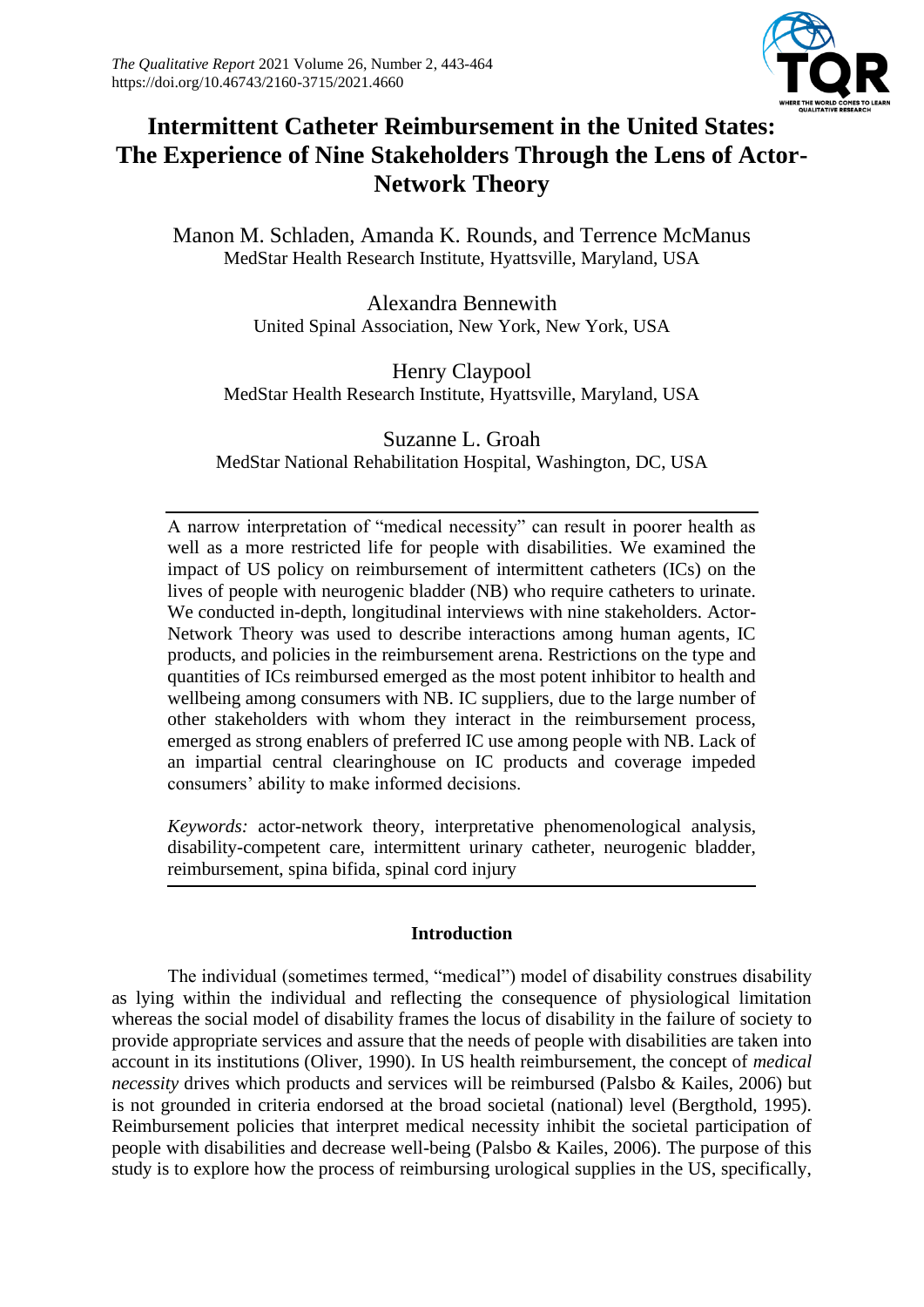# Intermittent Catheter Reimbursement in the United States: The Experience of Nine Stakeholders Through the Lens of Actor-Network Theory

Manon M. Schladen, Amanda K. Rounds, and Terrence McManus
MedStar Health Research Institute, Hyattsville, Maryland, USA

Alexandra Bennewith
United Spinal Association, New York, New York, USA

Henry Claypool
MedStar Health Research Institute, Hyattsville, Maryland, USA

Suzanne L. Groah
MedStar National Rehabilitation Hospital, Washington, DC, USA

A narrow interpretation of "medical necessity" can result in poorer health as well as a more restricted life for people with disabilities. We examined the impact of US policy on reimbursement of intermittent catheters (ICs) on the lives of people with neurogenic bladder (NB) who require catheters to urinate. We conducted in-depth, longitudinal interviews with nine stakeholders. Actor-Network Theory was used to describe interactions among human agents, IC products, and policies in the reimbursement arena. Restrictions on the type and quantities of ICs reimbursed emerged as the most potent inhibitor to health and wellbeing among consumers with NB. IC suppliers, due to the large number of other stakeholders with whom they interact in the reimbursement process, emerged as strong enablers of preferred IC use among people with NB. Lack of an impartial central clearinghouse on IC products and coverage impeded consumers' ability to make informed decisions.

*Keywords:* actor-network theory, interpretative phenomenological analysis, disability-competent care, intermittent urinary catheter, neurogenic bladder, reimbursement, spina bifida, spinal cord injury

## Introduction

The individual (sometimes termed, "medical") model of disability construes disability as lying within the individual and reflecting the consequence of physiological limitation whereas the social model of disability frames the locus of disability in the failure of society to provide appropriate services and assure that the needs of people with disabilities are taken into account in its institutions (Oliver, 1990). In US health reimbursement, the concept of *medical necessity* drives which products and services will be reimbursed (Palsbo & Kailes, 2006) but is not grounded in criteria endorsed at the broad societal (national) level (Bergthold, 1995). Reimbursement policies that interpret medical necessity inhibit the societal participation of people with disabilities and decrease well-being (Palsbo & Kailes, 2006). The purpose of this study is to explore how the process of reimbursing urological supplies in the US, specifically,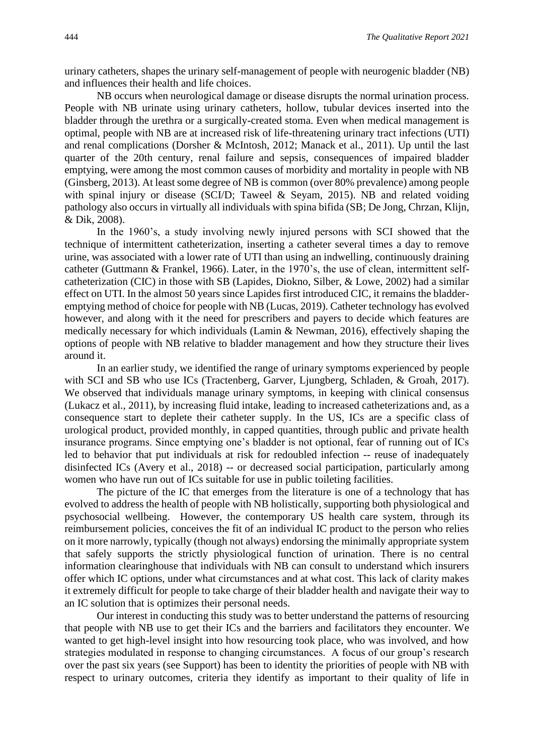urinary catheters, shapes the urinary self-management of people with neurogenic bladder (NB) and influences their health and life choices.

NB occurs when neurological damage or disease disrupts the normal urination process. People with NB urinate using urinary catheters, hollow, tubular devices inserted into the bladder through the urethra or a surgically-created stoma. Even when medical management is optimal, people with NB are at increased risk of life-threatening urinary tract infections (UTI) and renal complications (Dorsher & McIntosh, 2012; Manack et al., 2011). Up until the last quarter of the 20th century, renal failure and sepsis, consequences of impaired bladder emptying, were among the most common causes of morbidity and mortality in people with NB (Ginsberg, 2013). At least some degree of NB is common (over 80% prevalence) among people with spinal injury or disease (SCI/D; Taweel & Seyam, 2015). NB and related voiding pathology also occurs in virtually all individuals with spina bifida (SB; De Jong, Chrzan, Klijn, & Dik, 2008).

In the 1960's, a study involving newly injured persons with SCI showed that the technique of intermittent catheterization, inserting a catheter several times a day to remove urine, was associated with a lower rate of UTI than using an indwelling, continuously draining catheter (Guttmann & Frankel, 1966). Later, in the 1970's, the use of clean, intermittent self-catheterization (CIC) in those with SB (Lapides, Diokno, Silber, & Lowe, 2002) had a similar effect on UTI. In the almost 50 years since Lapides first introduced CIC, it remains the bladder-emptying method of choice for people with NB (Lucas, 2019). Catheter technology has evolved however, and along with it the need for prescribers and payers to decide which features are medically necessary for which individuals (Lamin & Newman, 2016), effectively shaping the options of people with NB relative to bladder management and how they structure their lives around it.

In an earlier study, we identified the range of urinary symptoms experienced by people with SCI and SB who use ICs (Tractenberg, Garver, Ljungberg, Schladen, & Groah, 2017). We observed that individuals manage urinary symptoms, in keeping with clinical consensus (Lukacz et al., 2011), by increasing fluid intake, leading to increased catheterizations and, as a consequence start to deplete their catheter supply. In the US, ICs are a specific class of urological product, provided monthly, in capped quantities, through public and private health insurance programs. Since emptying one's bladder is not optional, fear of running out of ICs led to behavior that put individuals at risk for redoubled infection -- reuse of inadequately disinfected ICs (Avery et al., 2018) -- or decreased social participation, particularly among women who have run out of ICs suitable for use in public toileting facilities.

The picture of the IC that emerges from the literature is one of a technology that has evolved to address the health of people with NB holistically, supporting both physiological and psychosocial wellbeing. However, the contemporary US health care system, through its reimbursement policies, conceives the fit of an individual IC product to the person who relies on it more narrowly, typically (though not always) endorsing the minimally appropriate system that safely supports the strictly physiological function of urination. There is no central information clearinghouse that individuals with NB can consult to understand which insurers offer which IC options, under what circumstances and at what cost. This lack of clarity makes it extremely difficult for people to take charge of their bladder health and navigate their way to an IC solution that is optimizes their personal needs.

Our interest in conducting this study was to better understand the patterns of resourcing that people with NB use to get their ICs and the barriers and facilitators they encounter. We wanted to get high-level insight into how resourcing took place, who was involved, and how strategies modulated in response to changing circumstances. A focus of our group's research over the past six years (see Support) has been to identity the priorities of people with NB with respect to urinary outcomes, criteria they identify as important to their quality of life in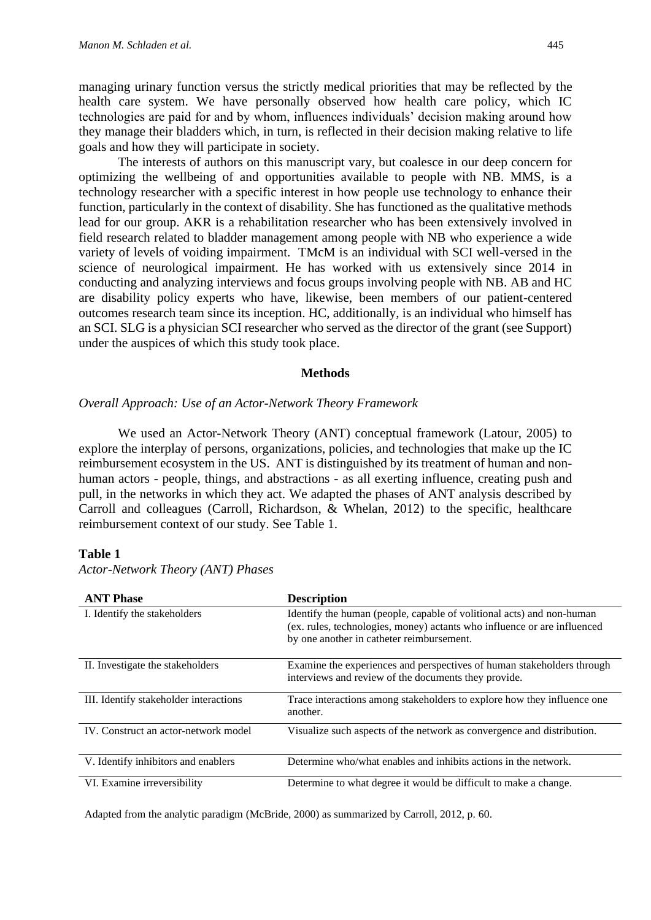managing urinary function versus the strictly medical priorities that may be reflected by the health care system. We have personally observed how health care policy, which IC technologies are paid for and by whom, influences individuals' decision making around how they manage their bladders which, in turn, is reflected in their decision making relative to life goals and how they will participate in society.

The interests of authors on this manuscript vary, but coalesce in our deep concern for optimizing the wellbeing of and opportunities available to people with NB. MMS, is a technology researcher with a specific interest in how people use technology to enhance their function, particularly in the context of disability. She has functioned as the qualitative methods lead for our group. AKR is a rehabilitation researcher who has been extensively involved in field research related to bladder management among people with NB who experience a wide variety of levels of voiding impairment. TMcM is an individual with SCI well-versed in the science of neurological impairment. He has worked with us extensively since 2014 in conducting and analyzing interviews and focus groups involving people with NB. AB and HC are disability policy experts who have, likewise, been members of our patient-centered outcomes research team since its inception. HC, additionally, is an individual who himself has an SCI. SLG is a physician SCI researcher who served as the director of the grant (see Support) under the auspices of which this study took place.

## Methods

### *Overall Approach: Use of an Actor-Network Theory Framework*

We used an Actor-Network Theory (ANT) conceptual framework (Latour, 2005) to explore the interplay of persons, organizations, policies, and technologies that make up the IC reimbursement ecosystem in the US. ANT is distinguished by its treatment of human and non-human actors - people, things, and abstractions - as all exerting influence, creating push and pull, in the networks in which they act. We adapted the phases of ANT analysis described by Carroll and colleagues (Carroll, Richardson, & Whelan, 2012) to the specific, healthcare reimbursement context of our study. See Table 1.

**Table 1**

*Actor-Network Theory (ANT) Phases*

| ANT Phase | Description |
|---|---|
| I. Identify the stakeholders | Identify the human (people, capable of volitional acts) and non-human (ex. rules, technologies, money) actants who influence or are influenced by one another in catheter reimbursement. |
| II. Investigate the stakeholders | Examine the experiences and perspectives of human stakeholders through interviews and review of the documents they provide. |
| III. Identify stakeholder interactions | Trace interactions among stakeholders to explore how they influence one another. |
| IV. Construct an actor-network model | Visualize such aspects of the network as convergence and distribution. |
| V. Identify inhibitors and enablers | Determine who/what enables and inhibits actions in the network. |
| VI. Examine irreversibility | Determine to what degree it would be difficult to make a change. |

Adapted from the analytic paradigm (McBride, 2000) as summarized by Carroll, 2012, p. 60.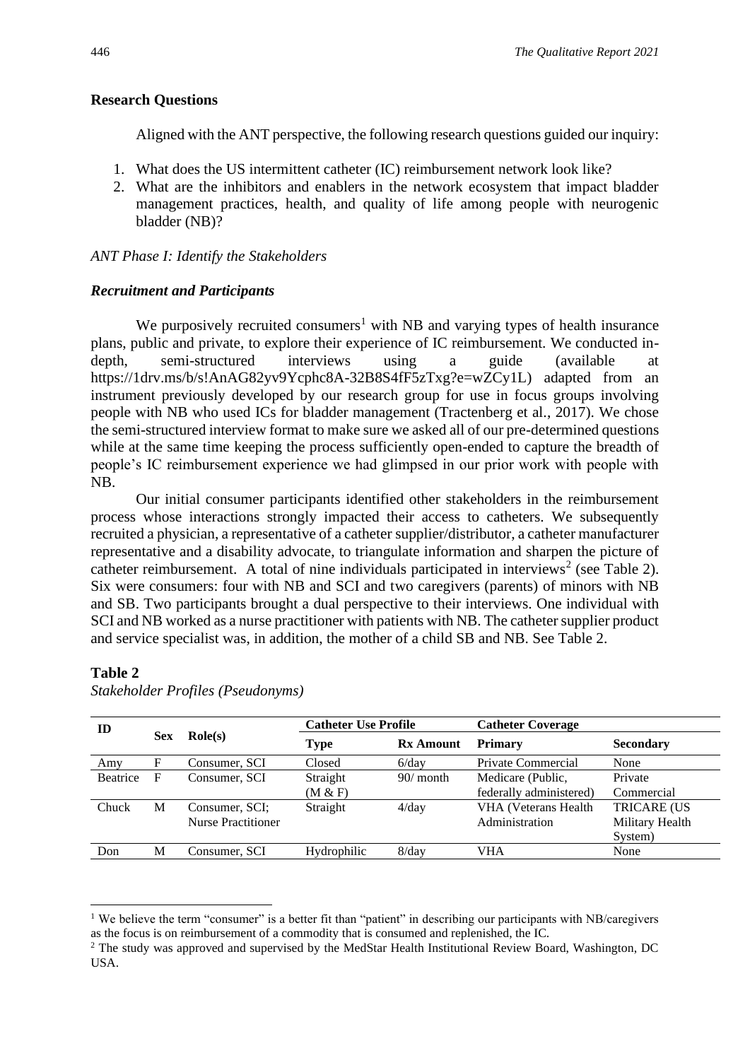### Research Questions

Aligned with the ANT perspective, the following research questions guided our inquiry:

1. What does the US intermittent catheter (IC) reimbursement network look like?
2. What are the inhibitors and enablers in the network ecosystem that impact bladder management practices, health, and quality of life among people with neurogenic bladder (NB)?

*ANT Phase I: Identify the Stakeholders*

***Recruitment and Participants***

We purposively recruited consumers[1] with NB and varying types of health insurance plans, public and private, to explore their experience of IC reimbursement. We conducted in-depth, semi-structured interviews using a guide (available at https://1drv.ms/b/s!AnAG82yv9Ycphc8A-32B8S4fF5zTxg?e=wZCy1L) adapted from an instrument previously developed by our research group for use in focus groups involving people with NB who used ICs for bladder management (Tractenberg et al., 2017). We chose the semi-structured interview format to make sure we asked all of our pre-determined questions while at the same time keeping the process sufficiently open-ended to capture the breadth of people's IC reimbursement experience we had glimpsed in our prior work with people with NB.

Our initial consumer participants identified other stakeholders in the reimbursement process whose interactions strongly impacted their access to catheters. We subsequently recruited a physician, a representative of a catheter supplier/distributor, a catheter manufacturer representative and a disability advocate, to triangulate information and sharpen the picture of catheter reimbursement. A total of nine individuals participated in interviews[2] (see Table 2). Six were consumers: four with NB and SCI and two caregivers (parents) of minors with NB and SB. Two participants brought a dual perspective to their interviews. One individual with SCI and NB worked as a nurse practitioner with patients with NB. The catheter supplier product and service specialist was, in addition, the mother of a child SB and NB. See Table 2.

**Table 2**
*Stakeholder Profiles (Pseudonyms)*

| ID | Sex | Role(s) | Catheter Use Profile | | Catheter Coverage | |
|---|---|---|---|---|---|---|
| | | | **Type** | **Rx Amount** | **Primary** | **Secondary** |
| Amy | F | Consumer, SCI | Closed | 6/day | Private Commercial | None |
| Beatrice | F | Consumer, SCI | Straight (M & F) | 90/ month | Medicare (Public, federally administered) | Private Commercial |
| Chuck | M | Consumer, SCI; Nurse Practitioner | Straight | 4/day | VHA (Veterans Health Administration | TRICARE (US Military Health System) |
| Don | M | Consumer, SCI | Hydrophilic | 8/day | VHA | None |

[1] We believe the term "consumer" is a better fit than "patient" in describing our participants with NB/caregivers as the focus is on reimbursement of a commodity that is consumed and replenished, the IC.

[2] The study was approved and supervised by the MedStar Health Institutional Review Board, Washington, DC USA.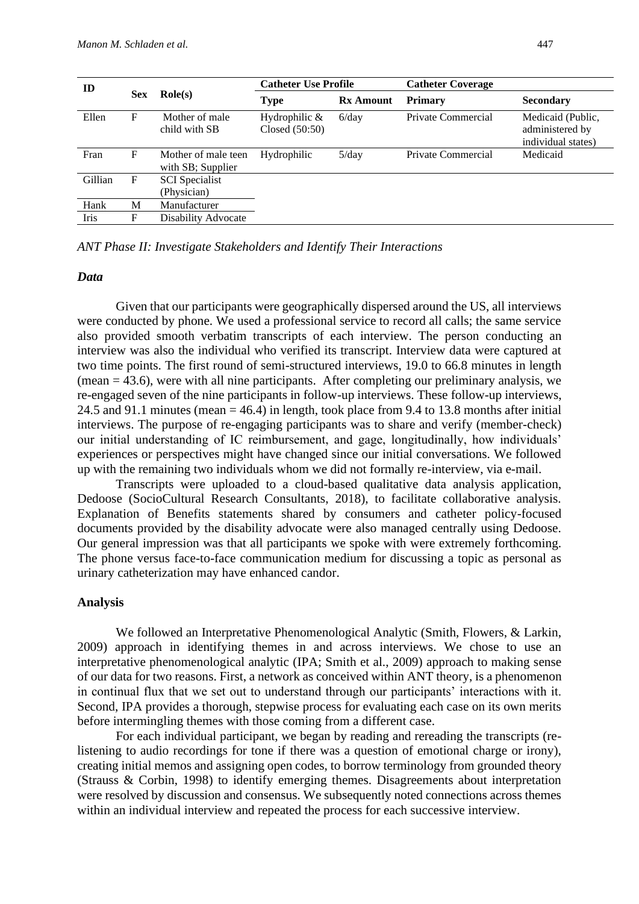| ID | Sex | Role(s) | Catheter Use Profile | | Catheter Coverage | |
|---|---|---|---|---|---|---|
| | | | Type | Rx Amount | Primary | Secondary |
| Ellen | F | Mother of male child with SB | Hydrophilic & Closed (50:50) | 6/day | Private Commercial | Medicaid (Public, administered by individual states) |
| Fran | F | Mother of male teen with SB; Supplier | Hydrophilic | 5/day | Private Commercial | Medicaid |
| Gillian | F | SCI Specialist (Physician) | | | | |
| Hank | M | Manufacturer | | | | |
| Iris | F | Disability Advocate | | | | |

*ANT Phase II: Investigate Stakeholders and Identify Their Interactions*

### *Data*

Given that our participants were geographically dispersed around the US, all interviews were conducted by phone. We used a professional service to record all calls; the same service also provided smooth verbatim transcripts of each interview. The person conducting an interview was also the individual who verified its transcript. Interview data were captured at two time points. The first round of semi-structured interviews, 19.0 to 66.8 minutes in length (mean = 43.6), were with all nine participants. After completing our preliminary analysis, we re-engaged seven of the nine participants in follow-up interviews. These follow-up interviews, 24.5 and 91.1 minutes (mean = 46.4) in length, took place from 9.4 to 13.8 months after initial interviews. The purpose of re-engaging participants was to share and verify (member-check) our initial understanding of IC reimbursement, and gage, longitudinally, how individuals' experiences or perspectives might have changed since our initial conversations. We followed up with the remaining two individuals whom we did not formally re-interview, via e-mail.

Transcripts were uploaded to a cloud-based qualitative data analysis application, Dedoose (SocioCultural Research Consultants, 2018), to facilitate collaborative analysis. Explanation of Benefits statements shared by consumers and catheter policy-focused documents provided by the disability advocate were also managed centrally using Dedoose. Our general impression was that all participants we spoke with were extremely forthcoming. The phone versus face-to-face communication medium for discussing a topic as personal as urinary catheterization may have enhanced candor.

### Analysis

We followed an Interpretative Phenomenological Analytic (Smith, Flowers, & Larkin, 2009) approach in identifying themes in and across interviews. We chose to use an interpretative phenomenological analytic (IPA; Smith et al., 2009) approach to making sense of our data for two reasons. First, a network as conceived within ANT theory, is a phenomenon in continual flux that we set out to understand through our participants' interactions with it. Second, IPA provides a thorough, stepwise process for evaluating each case on its own merits before intermingling themes with those coming from a different case.

For each individual participant, we began by reading and rereading the transcripts (re-listening to audio recordings for tone if there was a question of emotional charge or irony), creating initial memos and assigning open codes, to borrow terminology from grounded theory (Strauss & Corbin, 1998) to identify emerging themes. Disagreements about interpretation were resolved by discussion and consensus. We subsequently noted connections across themes within an individual interview and repeated the process for each successive interview.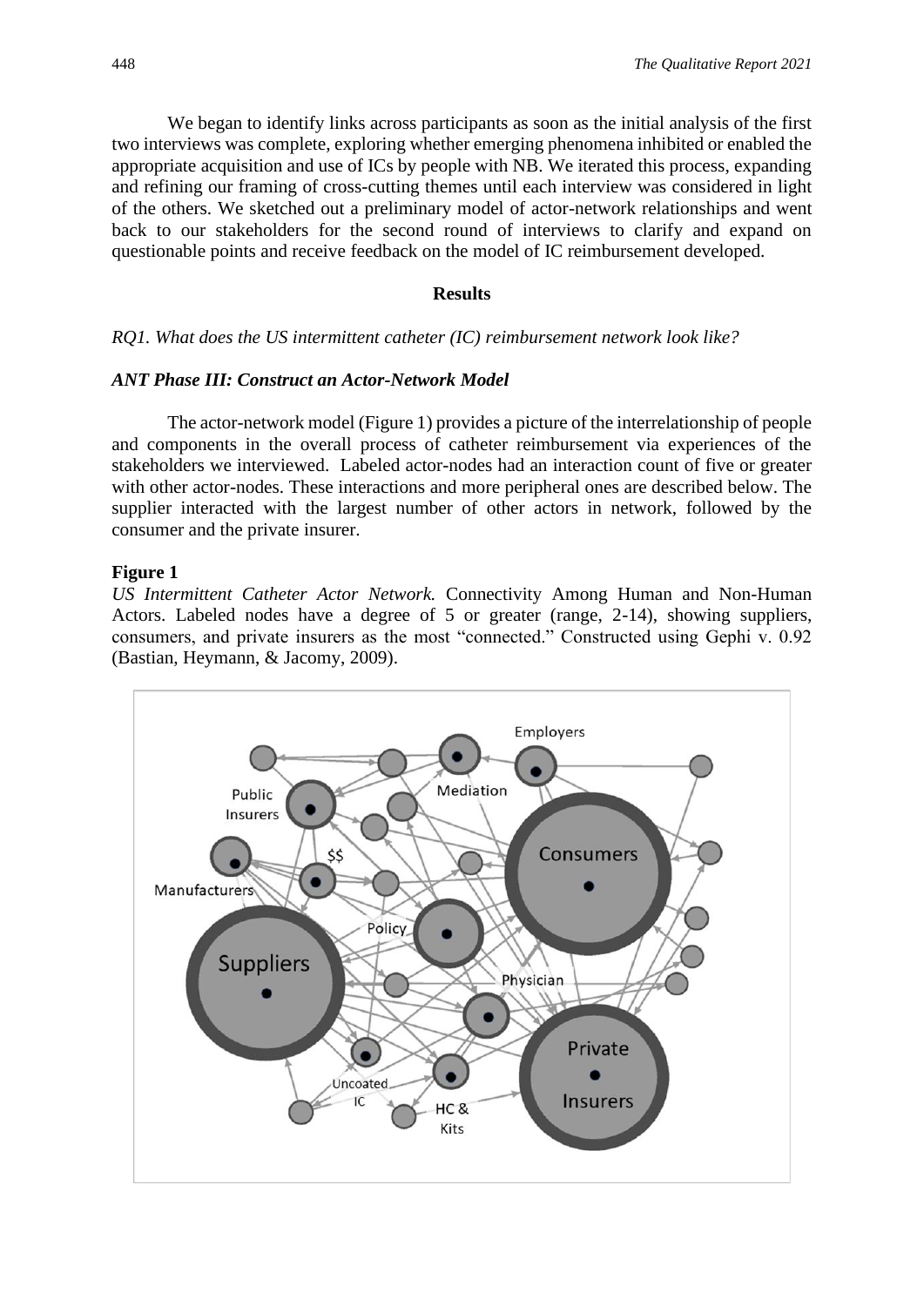We began to identify links across participants as soon as the initial analysis of the first two interviews was complete, exploring whether emerging phenomena inhibited or enabled the appropriate acquisition and use of ICs by people with NB. We iterated this process, expanding and refining our framing of cross-cutting themes until each interview was considered in light of the others. We sketched out a preliminary model of actor-network relationships and went back to our stakeholders for the second round of interviews to clarify and expand on questionable points and receive feedback on the model of IC reimbursement developed.

## Results

*RQ1. What does the US intermittent catheter (IC) reimbursement network look like?*

### *ANT Phase III: Construct an Actor-Network Model*

The actor-network model (Figure 1) provides a picture of the interrelationship of people and components in the overall process of catheter reimbursement via experiences of the stakeholders we interviewed. Labeled actor-nodes had an interaction count of five or greater with other actor-nodes. These interactions and more peripheral ones are described below. The supplier interacted with the largest number of other actors in network, followed by the consumer and the private insurer.

**Figure 1**

*US Intermittent Catheter Actor Network.* Connectivity Among Human and Non-Human Actors. Labeled nodes have a degree of 5 or greater (range, 2-14), showing suppliers, consumers, and private insurers as the most "connected." Constructed using Gephi v. 0.92 (Bastian, Heymann, & Jacomy, 2009).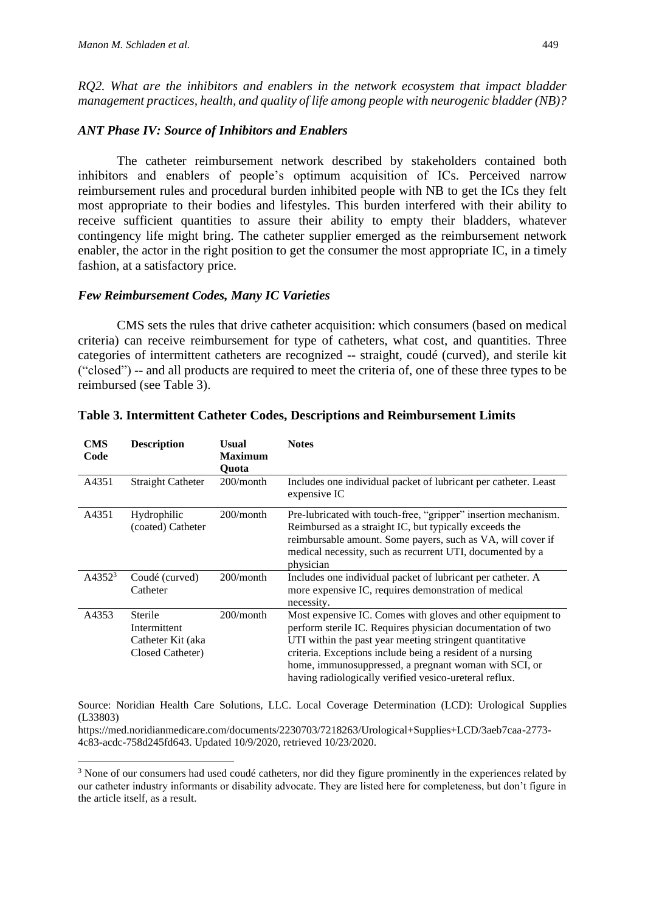*RQ2. What are the inhibitors and enablers in the network ecosystem that impact bladder management practices, health, and quality of life among people with neurogenic bladder (NB)?*

### *ANT Phase IV: Source of Inhibitors and Enablers*

The catheter reimbursement network described by stakeholders contained both inhibitors and enablers of people's optimum acquisition of ICs. Perceived narrow reimbursement rules and procedural burden inhibited people with NB to get the ICs they felt most appropriate to their bodies and lifestyles. This burden interfered with their ability to receive sufficient quantities to assure their ability to empty their bladders, whatever contingency life might bring. The catheter supplier emerged as the reimbursement network enabler, the actor in the right position to get the consumer the most appropriate IC, in a timely fashion, at a satisfactory price.

### *Few Reimbursement Codes, Many IC Varieties*

CMS sets the rules that drive catheter acquisition: which consumers (based on medical criteria) can receive reimbursement for type of catheters, what cost, and quantities. Three categories of intermittent catheters are recognized -- straight, coudé (curved), and sterile kit ("closed") -- and all products are required to meet the criteria of, one of these three types to be reimbursed (see Table 3).

**Table 3. Intermittent Catheter Codes, Descriptions and Reimbursement Limits**

| CMS Code | Description | Usual Maximum Quota | Notes |
|---|---|---|---|
| A4351 | Straight Catheter | 200/month | Includes one individual packet of lubricant per catheter. Least expensive IC |
| A4351 | Hydrophilic (coated) Catheter | 200/month | Pre-lubricated with touch-free, "gripper" insertion mechanism. Reimbursed as a straight IC, but typically exceeds the reimbursable amount. Some payers, such as VA, will cover if medical necessity, such as recurrent UTI, documented by a physician |
| A4352[3] | Coudé (curved) Catheter | 200/month | Includes one individual packet of lubricant per catheter. A more expensive IC, requires demonstration of medical necessity. |
| A4353 | Sterile Intermittent Catheter Kit (aka Closed Catheter) | 200/month | Most expensive IC. Comes with gloves and other equipment to perform sterile IC. Requires physician documentation of two UTI within the past year meeting stringent quantitative criteria. Exceptions include being a resident of a nursing home, immunosuppressed, a pregnant woman with SCI, or having radiologically verified vesico-ureteral reflux. |

Source: Noridian Health Care Solutions, LLC. Local Coverage Determination (LCD): Urological Supplies (L33803)
https://med.noridianmedicare.com/documents/2230703/7218263/Urological+Supplies+LCD/3aeb7caa-2773-4c83-acdc-758d245fd643. Updated 10/9/2020, retrieved 10/23/2020.

[3] None of our consumers had used coudé catheters, nor did they figure prominently in the experiences related by our catheter industry informants or disability advocate. They are listed here for completeness, but don't figure in the article itself, as a result.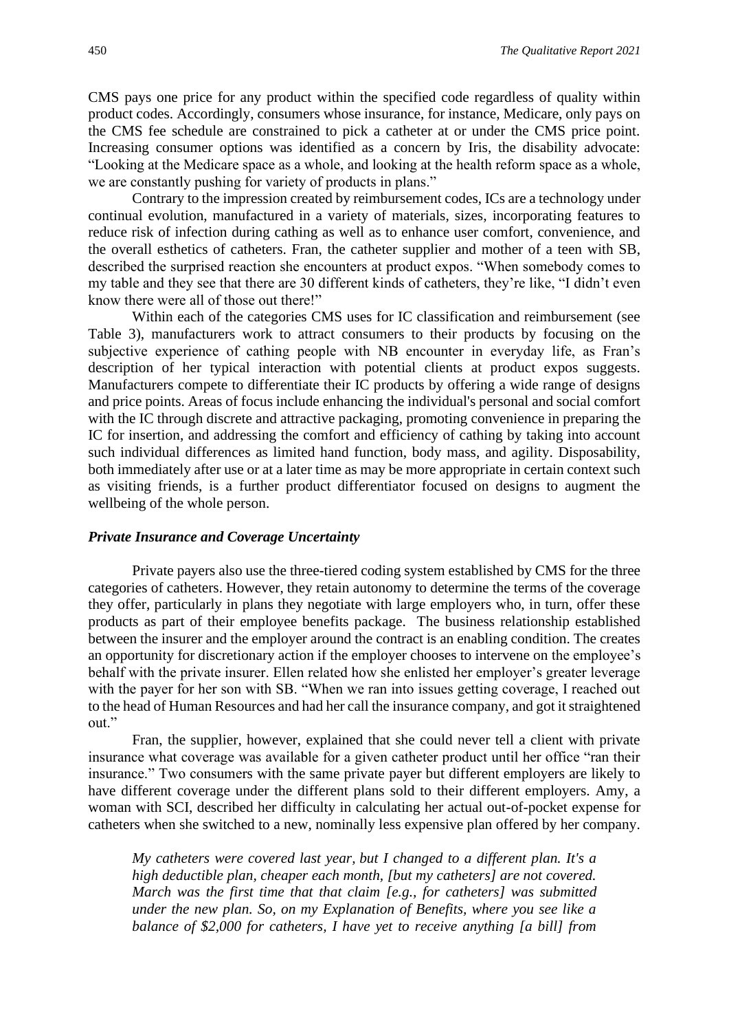CMS pays one price for any product within the specified code regardless of quality within product codes. Accordingly, consumers whose insurance, for instance, Medicare, only pays on the CMS fee schedule are constrained to pick a catheter at or under the CMS price point. Increasing consumer options was identified as a concern by Iris, the disability advocate: "Looking at the Medicare space as a whole, and looking at the health reform space as a whole, we are constantly pushing for variety of products in plans."

Contrary to the impression created by reimbursement codes, ICs are a technology under continual evolution, manufactured in a variety of materials, sizes, incorporating features to reduce risk of infection during cathing as well as to enhance user comfort, convenience, and the overall esthetics of catheters. Fran, the catheter supplier and mother of a teen with SB, described the surprised reaction she encounters at product expos. "When somebody comes to my table and they see that there are 30 different kinds of catheters, they're like, "I didn't even know there were all of those out there!"

Within each of the categories CMS uses for IC classification and reimbursement (see Table 3), manufacturers work to attract consumers to their products by focusing on the subjective experience of cathing people with NB encounter in everyday life, as Fran's description of her typical interaction with potential clients at product expos suggests. Manufacturers compete to differentiate their IC products by offering a wide range of designs and price points. Areas of focus include enhancing the individual's personal and social comfort with the IC through discrete and attractive packaging, promoting convenience in preparing the IC for insertion, and addressing the comfort and efficiency of cathing by taking into account such individual differences as limited hand function, body mass, and agility. Disposability, both immediately after use or at a later time as may be more appropriate in certain context such as visiting friends, is a further product differentiator focused on designs to augment the wellbeing of the whole person.

### *Private Insurance and Coverage Uncertainty*

Private payers also use the three-tiered coding system established by CMS for the three categories of catheters. However, they retain autonomy to determine the terms of the coverage they offer, particularly in plans they negotiate with large employers who, in turn, offer these products as part of their employee benefits package. The business relationship established between the insurer and the employer around the contract is an enabling condition. The creates an opportunity for discretionary action if the employer chooses to intervene on the employee's behalf with the private insurer. Ellen related how she enlisted her employer's greater leverage with the payer for her son with SB. "When we ran into issues getting coverage, I reached out to the head of Human Resources and had her call the insurance company, and got it straightened out."

Fran, the supplier, however, explained that she could never tell a client with private insurance what coverage was available for a given catheter product until her office "ran their insurance." Two consumers with the same private payer but different employers are likely to have different coverage under the different plans sold to their different employers. Amy, a woman with SCI, described her difficulty in calculating her actual out-of-pocket expense for catheters when she switched to a new, nominally less expensive plan offered by her company.

> *My catheters were covered last year, but I changed to a different plan. It's a high deductible plan, cheaper each month, [but my catheters] are not covered. March was the first time that that claim [e.g., for catheters] was submitted under the new plan. So, on my Explanation of Benefits, where you see like a balance of $2,000 for catheters, I have yet to receive anything [a bill] from*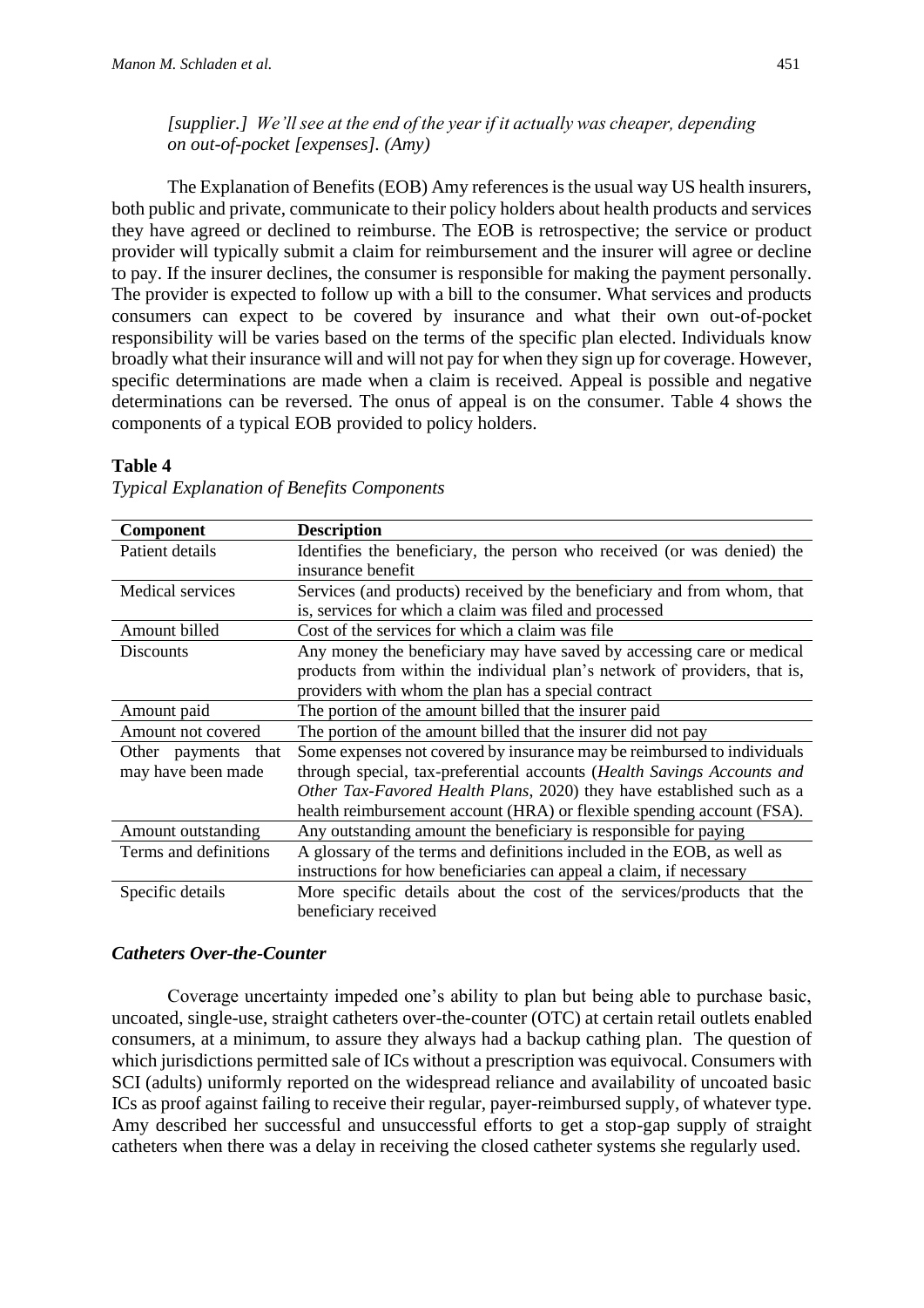*[supplier.] We'll see at the end of the year if it actually was cheaper, depending on out-of-pocket [expenses]. (Amy)*

The Explanation of Benefits (EOB) Amy references is the usual way US health insurers, both public and private, communicate to their policy holders about health products and services they have agreed or declined to reimburse. The EOB is retrospective; the service or product provider will typically submit a claim for reimbursement and the insurer will agree or decline to pay. If the insurer declines, the consumer is responsible for making the payment personally. The provider is expected to follow up with a bill to the consumer. What services and products consumers can expect to be covered by insurance and what their own out-of-pocket responsibility will be varies based on the terms of the specific plan elected. Individuals know broadly what their insurance will and will not pay for when they sign up for coverage. However, specific determinations are made when a claim is received. Appeal is possible and negative determinations can be reversed. The onus of appeal is on the consumer. Table 4 shows the components of a typical EOB provided to policy holders.

**Table 4**

*Typical Explanation of Benefits Components*

| Component | Description |
|---|---|
| Patient details | Identifies the beneficiary, the person who received (or was denied) the insurance benefit |
| Medical services | Services (and products) received by the beneficiary and from whom, that is, services for which a claim was filed and processed |
| Amount billed | Cost of the services for which a claim was file |
| Discounts | Any money the beneficiary may have saved by accessing care or medical products from within the individual plan's network of providers, that is, providers with whom the plan has a special contract |
| Amount paid | The portion of the amount billed that the insurer paid |
| Amount not covered | The portion of the amount billed that the insurer did not pay |
| Other payments that may have been made | Some expenses not covered by insurance may be reimbursed to individuals through special, tax-preferential accounts (*Health Savings Accounts and Other Tax-Favored Health Plans*, 2020) they have established such as a health reimbursement account (HRA) or flexible spending account (FSA). |
| Amount outstanding | Any outstanding amount the beneficiary is responsible for paying |
| Terms and definitions | A glossary of the terms and definitions included in the EOB, as well as instructions for how beneficiaries can appeal a claim, if necessary |
| Specific details | More specific details about the cost of the services/products that the beneficiary received |

### *Catheters Over-the-Counter*

Coverage uncertainty impeded one's ability to plan but being able to purchase basic, uncoated, single-use, straight catheters over-the-counter (OTC) at certain retail outlets enabled consumers, at a minimum, to assure they always had a backup cathing plan. The question of which jurisdictions permitted sale of ICs without a prescription was equivocal. Consumers with SCI (adults) uniformly reported on the widespread reliance and availability of uncoated basic ICs as proof against failing to receive their regular, payer-reimbursed supply, of whatever type. Amy described her successful and unsuccessful efforts to get a stop-gap supply of straight catheters when there was a delay in receiving the closed catheter systems she regularly used.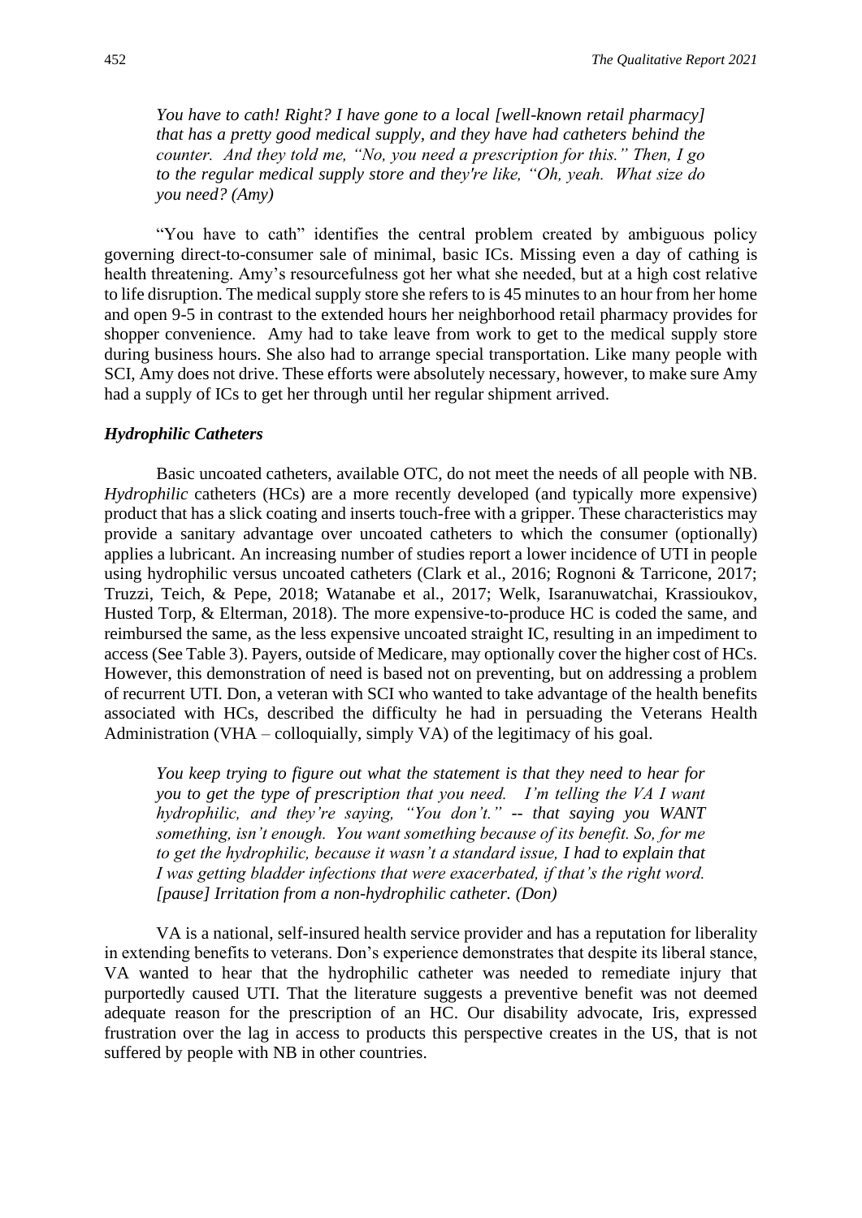> *You have to cath! Right? I have gone to a local [well-known retail pharmacy] that has a pretty good medical supply, and they have had catheters behind the counter. And they told me, "No, you need a prescription for this." Then, I go to the regular medical supply store and they're like, "Oh, yeah. What size do you need? (Amy)*

"You have to cath" identifies the central problem created by ambiguous policy governing direct-to-consumer sale of minimal, basic ICs. Missing even a day of cathing is health threatening. Amy's resourcefulness got her what she needed, but at a high cost relative to life disruption. The medical supply store she refers to is 45 minutes to an hour from her home and open 9-5 in contrast to the extended hours her neighborhood retail pharmacy provides for shopper convenience. Amy had to take leave from work to get to the medical supply store during business hours. She also had to arrange special transportation. Like many people with SCI, Amy does not drive. These efforts were absolutely necessary, however, to make sure Amy had a supply of ICs to get her through until her regular shipment arrived.

### *Hydrophilic Catheters*

Basic uncoated catheters, available OTC, do not meet the needs of all people with NB. *Hydrophilic* catheters (HCs) are a more recently developed (and typically more expensive) product that has a slick coating and inserts touch-free with a gripper. These characteristics may provide a sanitary advantage over uncoated catheters to which the consumer (optionally) applies a lubricant. An increasing number of studies report a lower incidence of UTI in people using hydrophilic versus uncoated catheters (Clark et al., 2016; Rognoni & Tarricone, 2017; Truzzi, Teich, & Pepe, 2018; Watanabe et al., 2017; Welk, Isaranuwatchai, Krassioukov, Husted Torp, & Elterman, 2018). The more expensive-to-produce HC is coded the same, and reimbursed the same, as the less expensive uncoated straight IC, resulting in an impediment to access (See Table 3). Payers, outside of Medicare, may optionally cover the higher cost of HCs. However, this demonstration of need is based not on preventing, but on addressing a problem of recurrent UTI. Don, a veteran with SCI who wanted to take advantage of the health benefits associated with HCs, described the difficulty he had in persuading the Veterans Health Administration (VHA – colloquially, simply VA) of the legitimacy of his goal.

> *You keep trying to figure out what the statement is that they need to hear for you to get the type of prescription that you need. I'm telling the VA I want hydrophilic, and they're saying, "You don't." -- that saying you WANT something, isn't enough. You want something because of its benefit. So, for me to get the hydrophilic, because it wasn't a standard issue, I had to explain that I was getting bladder infections that were exacerbated, if that's the right word. [pause] Irritation from a non-hydrophilic catheter. (Don)*

VA is a national, self-insured health service provider and has a reputation for liberality in extending benefits to veterans. Don's experience demonstrates that despite its liberal stance, VA wanted to hear that the hydrophilic catheter was needed to remediate injury that purportedly caused UTI. That the literature suggests a preventive benefit was not deemed adequate reason for the prescription of an HC. Our disability advocate, Iris, expressed frustration over the lag in access to products this perspective creates in the US, that is not suffered by people with NB in other countries.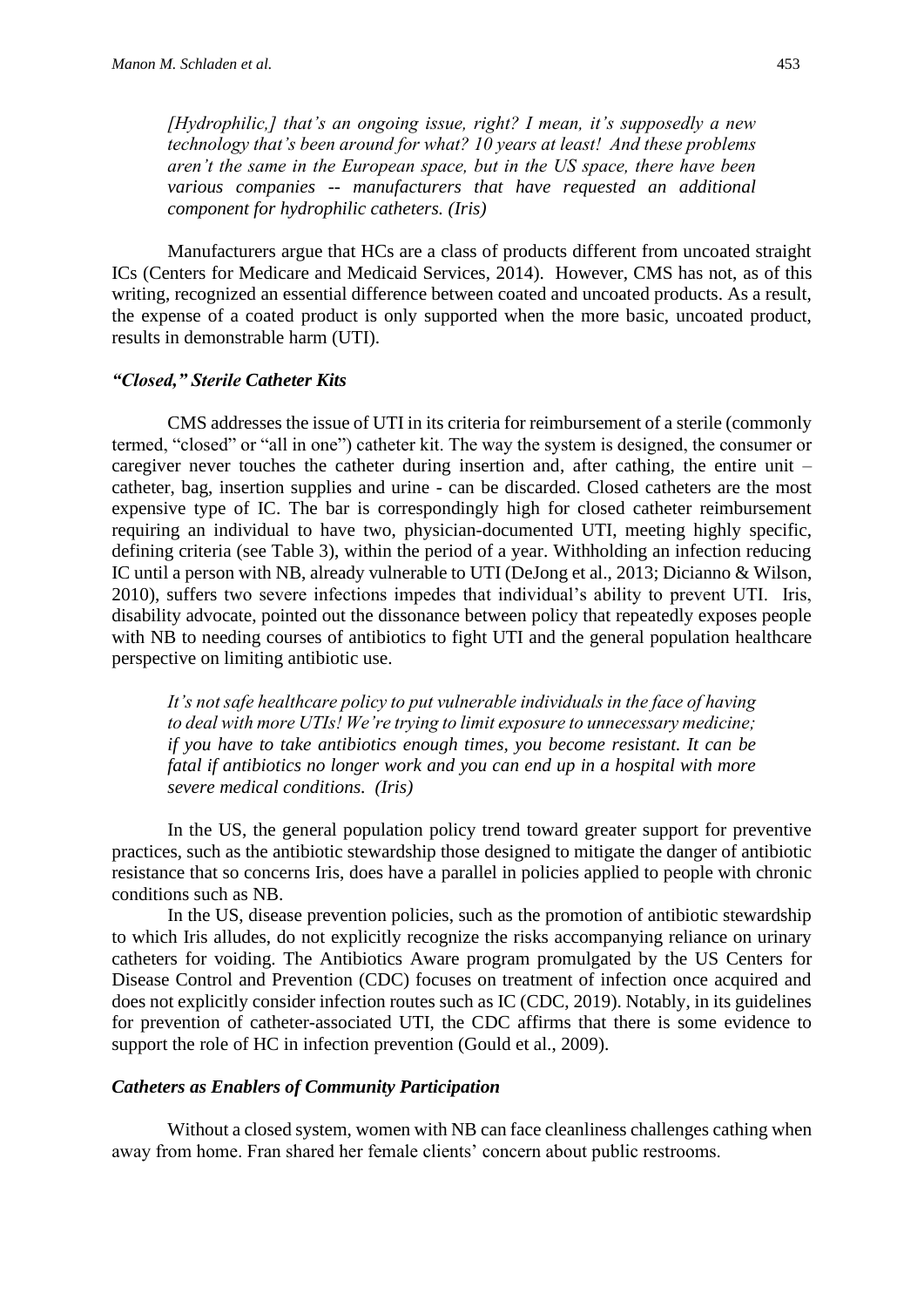*[Hydrophilic,] that's an ongoing issue, right? I mean, it's supposedly a new technology that's been around for what? 10 years at least! And these problems aren't the same in the European space, but in the US space, there have been various companies -- manufacturers that have requested an additional component for hydrophilic catheters. (Iris)*

Manufacturers argue that HCs are a class of products different from uncoated straight ICs (Centers for Medicare and Medicaid Services, 2014). However, CMS has not, as of this writing, recognized an essential difference between coated and uncoated products. As a result, the expense of a coated product is only supported when the more basic, uncoated product, results in demonstrable harm (UTI).

### *"Closed," Sterile Catheter Kits*

CMS addresses the issue of UTI in its criteria for reimbursement of a sterile (commonly termed, "closed" or "all in one") catheter kit. The way the system is designed, the consumer or caregiver never touches the catheter during insertion and, after cathing, the entire unit – catheter, bag, insertion supplies and urine - can be discarded. Closed catheters are the most expensive type of IC. The bar is correspondingly high for closed catheter reimbursement requiring an individual to have two, physician-documented UTI, meeting highly specific, defining criteria (see Table 3), within the period of a year. Withholding an infection reducing IC until a person with NB, already vulnerable to UTI (DeJong et al., 2013; Dicianno & Wilson, 2010), suffers two severe infections impedes that individual's ability to prevent UTI. Iris, disability advocate, pointed out the dissonance between policy that repeatedly exposes people with NB to needing courses of antibiotics to fight UTI and the general population healthcare perspective on limiting antibiotic use.

*It's not safe healthcare policy to put vulnerable individuals in the face of having to deal with more UTIs! We're trying to limit exposure to unnecessary medicine; if you have to take antibiotics enough times, you become resistant. It can be fatal if antibiotics no longer work and you can end up in a hospital with more severe medical conditions. (Iris)*

In the US, the general population policy trend toward greater support for preventive practices, such as the antibiotic stewardship those designed to mitigate the danger of antibiotic resistance that so concerns Iris, does have a parallel in policies applied to people with chronic conditions such as NB.

In the US, disease prevention policies, such as the promotion of antibiotic stewardship to which Iris alludes, do not explicitly recognize the risks accompanying reliance on urinary catheters for voiding. The Antibiotics Aware program promulgated by the US Centers for Disease Control and Prevention (CDC) focuses on treatment of infection once acquired and does not explicitly consider infection routes such as IC (CDC, 2019). Notably, in its guidelines for prevention of catheter-associated UTI, the CDC affirms that there is some evidence to support the role of HC in infection prevention (Gould et al., 2009).

### *Catheters as Enablers of Community Participation*

Without a closed system, women with NB can face cleanliness challenges cathing when away from home. Fran shared her female clients' concern about public restrooms.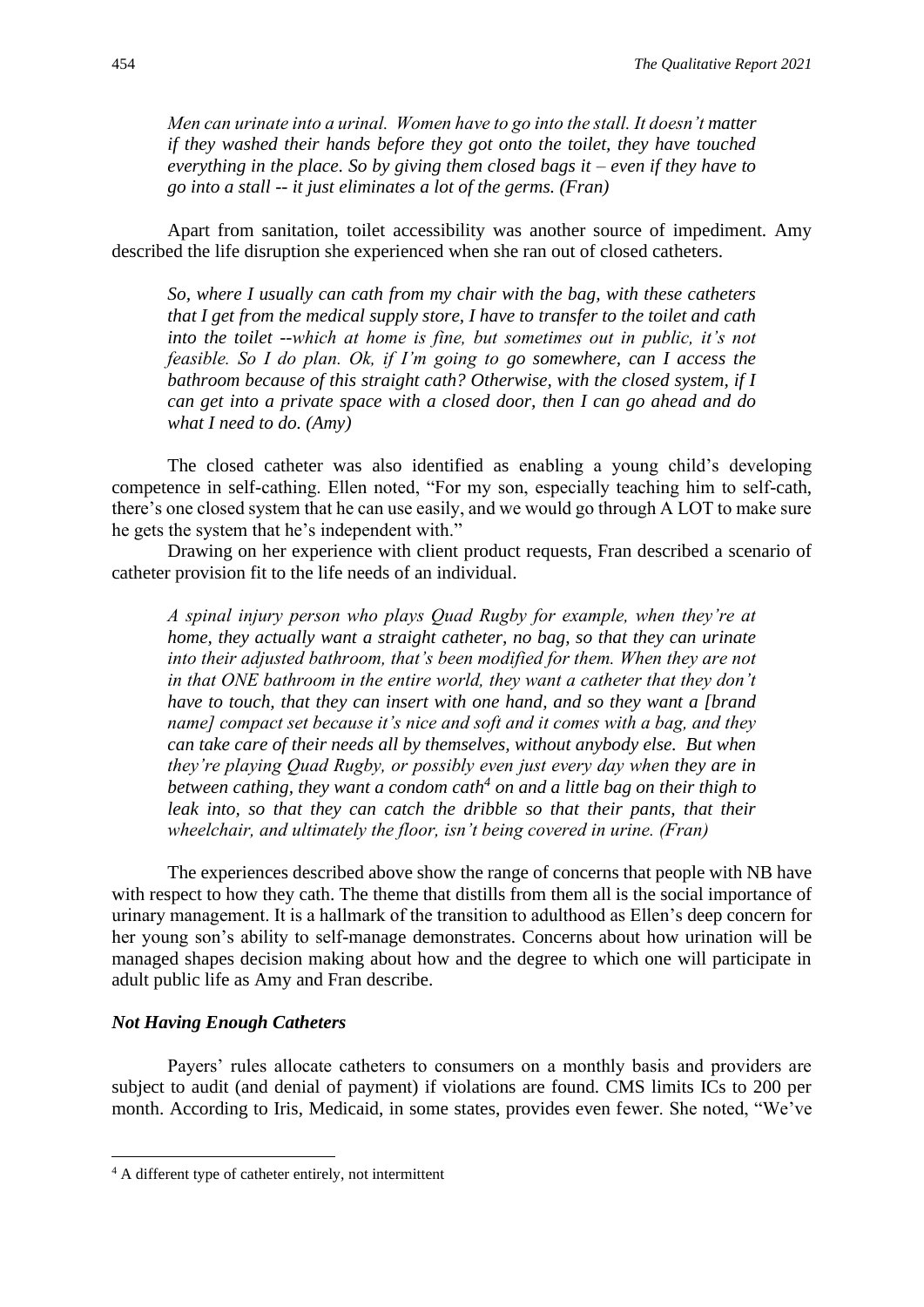> *Men can urinate into a urinal. Women have to go into the stall. It doesn't matter if they washed their hands before they got onto the toilet, they have touched everything in the place. So by giving them closed bags it – even if they have to go into a stall -- it just eliminates a lot of the germs. (Fran)*

Apart from sanitation, toilet accessibility was another source of impediment. Amy described the life disruption she experienced when she ran out of closed catheters.

> *So, where I usually can cath from my chair with the bag, with these catheters that I get from the medical supply store, I have to transfer to the toilet and cath into the toilet --which at home is fine, but sometimes out in public, it's not feasible. So I do plan. Ok, if I'm going to go somewhere, can I access the bathroom because of this straight cath? Otherwise, with the closed system, if I can get into a private space with a closed door, then I can go ahead and do what I need to do. (Amy)*

The closed catheter was also identified as enabling a young child's developing competence in self-cathing. Ellen noted, "For my son, especially teaching him to self-cath, there's one closed system that he can use easily, and we would go through A LOT to make sure he gets the system that he's independent with."

Drawing on her experience with client product requests, Fran described a scenario of catheter provision fit to the life needs of an individual.

> *A spinal injury person who plays Quad Rugby for example, when they're at home, they actually want a straight catheter, no bag, so that they can urinate into their adjusted bathroom, that's been modified for them. When they are not in that ONE bathroom in the entire world, they want a catheter that they don't have to touch, that they can insert with one hand, and so they want a [brand name] compact set because it's nice and soft and it comes with a bag, and they can take care of their needs all by themselves, without anybody else. But when they're playing Quad Rugby, or possibly even just every day when they are in between cathing, they want a condom cath[4] on and a little bag on their thigh to leak into, so that they can catch the dribble so that their pants, that their wheelchair, and ultimately the floor, isn't being covered in urine. (Fran)*

The experiences described above show the range of concerns that people with NB have with respect to how they cath. The theme that distills from them all is the social importance of urinary management. It is a hallmark of the transition to adulthood as Ellen's deep concern for her young son's ability to self-manage demonstrates. Concerns about how urination will be managed shapes decision making about how and the degree to which one will participate in adult public life as Amy and Fran describe.

### *Not Having Enough Catheters*

Payers' rules allocate catheters to consumers on a monthly basis and providers are subject to audit (and denial of payment) if violations are found. CMS limits ICs to 200 per month. According to Iris, Medicaid, in some states, provides even fewer. She noted, "We've

---

[4] A different type of catheter entirely, not intermittent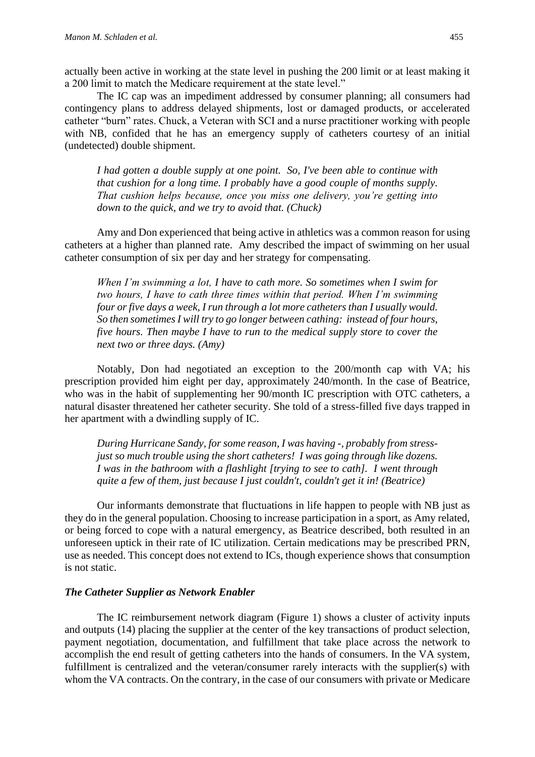actually been active in working at the state level in pushing the 200 limit or at least making it a 200 limit to match the Medicare requirement at the state level."

The IC cap was an impediment addressed by consumer planning; all consumers had contingency plans to address delayed shipments, lost or damaged products, or accelerated catheter "burn" rates. Chuck, a Veteran with SCI and a nurse practitioner working with people with NB, confided that he has an emergency supply of catheters courtesy of an initial (undetected) double shipment.

> *I had gotten a double supply at one point. So, I've been able to continue with that cushion for a long time. I probably have a good couple of months supply. That cushion helps because, once you miss one delivery, you're getting into down to the quick, and we try to avoid that. (Chuck)*

Amy and Don experienced that being active in athletics was a common reason for using catheters at a higher than planned rate. Amy described the impact of swimming on her usual catheter consumption of six per day and her strategy for compensating.

> *When I'm swimming a lot, I have to cath more. So sometimes when I swim for two hours, I have to cath three times within that period. When I'm swimming four or five days a week, I run through a lot more catheters than I usually would. So then sometimes I will try to go longer between cathing: instead of four hours, five hours. Then maybe I have to run to the medical supply store to cover the next two or three days. (Amy)*

Notably, Don had negotiated an exception to the 200/month cap with VA; his prescription provided him eight per day, approximately 240/month. In the case of Beatrice, who was in the habit of supplementing her 90/month IC prescription with OTC catheters, a natural disaster threatened her catheter security. She told of a stress-filled five days trapped in her apartment with a dwindling supply of IC.

> *During Hurricane Sandy, for some reason, I was having -, probably from stress- just so much trouble using the short catheters! I was going through like dozens. I was in the bathroom with a flashlight [trying to see to cath]. I went through quite a few of them, just because I just couldn't, couldn't get it in! (Beatrice)*

Our informants demonstrate that fluctuations in life happen to people with NB just as they do in the general population. Choosing to increase participation in a sport, as Amy related, or being forced to cope with a natural emergency, as Beatrice described, both resulted in an unforeseen uptick in their rate of IC utilization. Certain medications may be prescribed PRN, use as needed. This concept does not extend to ICs, though experience shows that consumption is not static.

### *The Catheter Supplier as Network Enabler*

The IC reimbursement network diagram (Figure 1) shows a cluster of activity inputs and outputs (14) placing the supplier at the center of the key transactions of product selection, payment negotiation, documentation, and fulfillment that take place across the network to accomplish the end result of getting catheters into the hands of consumers. In the VA system, fulfillment is centralized and the veteran/consumer rarely interacts with the supplier(s) with whom the VA contracts. On the contrary, in the case of our consumers with private or Medicare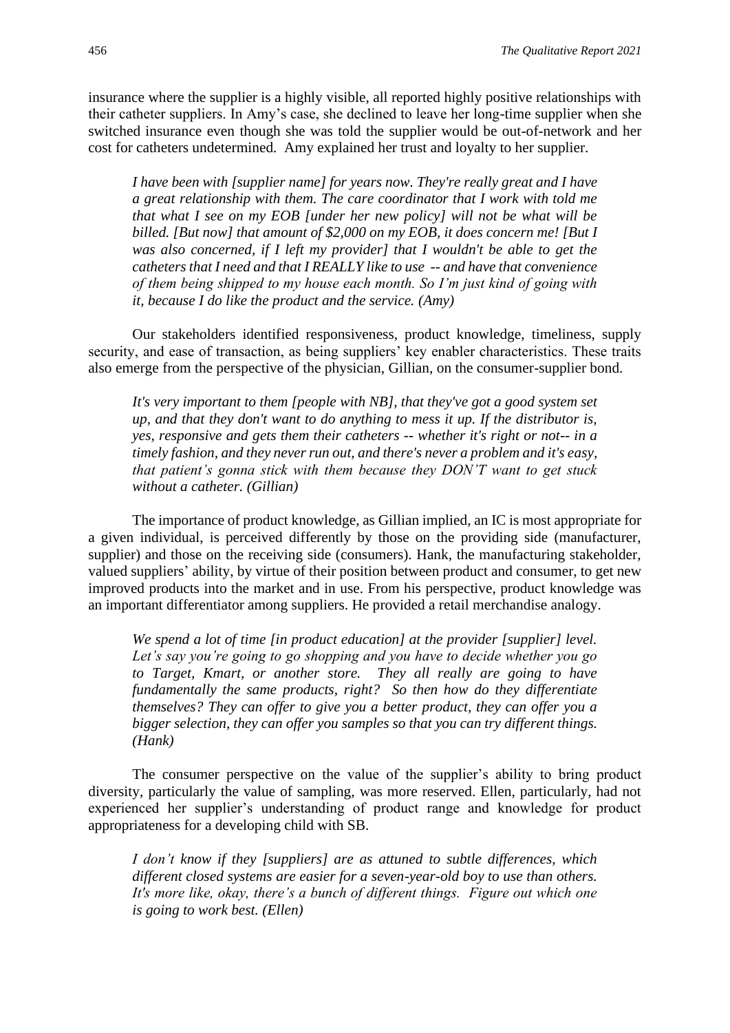insurance where the supplier is a highly visible, all reported highly positive relationships with their catheter suppliers. In Amy's case, she declined to leave her long-time supplier when she switched insurance even though she was told the supplier would be out-of-network and her cost for catheters undetermined. Amy explained her trust and loyalty to her supplier.

> *I have been with [supplier name] for years now. They're really great and I have a great relationship with them. The care coordinator that I work with told me that what I see on my EOB [under her new policy] will not be what will be billed. [But now] that amount of $2,000 on my EOB, it does concern me! [But I was also concerned, if I left my provider] that I wouldn't be able to get the catheters that I need and that I REALLY like to use -- and have that convenience of them being shipped to my house each month. So I'm just kind of going with it, because I do like the product and the service. (Amy)*

Our stakeholders identified responsiveness, product knowledge, timeliness, supply security, and ease of transaction, as being suppliers' key enabler characteristics. These traits also emerge from the perspective of the physician, Gillian, on the consumer-supplier bond.

> *It's very important to them [people with NB], that they've got a good system set up, and that they don't want to do anything to mess it up. If the distributor is, yes, responsive and gets them their catheters -- whether it's right or not-- in a timely fashion, and they never run out, and there's never a problem and it's easy, that patient's gonna stick with them because they DON'T want to get stuck without a catheter. (Gillian)*

The importance of product knowledge, as Gillian implied, an IC is most appropriate for a given individual, is perceived differently by those on the providing side (manufacturer, supplier) and those on the receiving side (consumers). Hank, the manufacturing stakeholder, valued suppliers' ability, by virtue of their position between product and consumer, to get new improved products into the market and in use. From his perspective, product knowledge was an important differentiator among suppliers. He provided a retail merchandise analogy.

> *We spend a lot of time [in product education] at the provider [supplier] level. Let's say you're going to go shopping and you have to decide whether you go to Target, Kmart, or another store. They all really are going to have fundamentally the same products, right? So then how do they differentiate themselves? They can offer to give you a better product, they can offer you a bigger selection, they can offer you samples so that you can try different things. (Hank)*

The consumer perspective on the value of the supplier's ability to bring product diversity, particularly the value of sampling, was more reserved. Ellen, particularly, had not experienced her supplier's understanding of product range and knowledge for product appropriateness for a developing child with SB.

> *I don't know if they [suppliers] are as attuned to subtle differences, which different closed systems are easier for a seven-year-old boy to use than others. It's more like, okay, there's a bunch of different things. Figure out which one is going to work best. (Ellen)*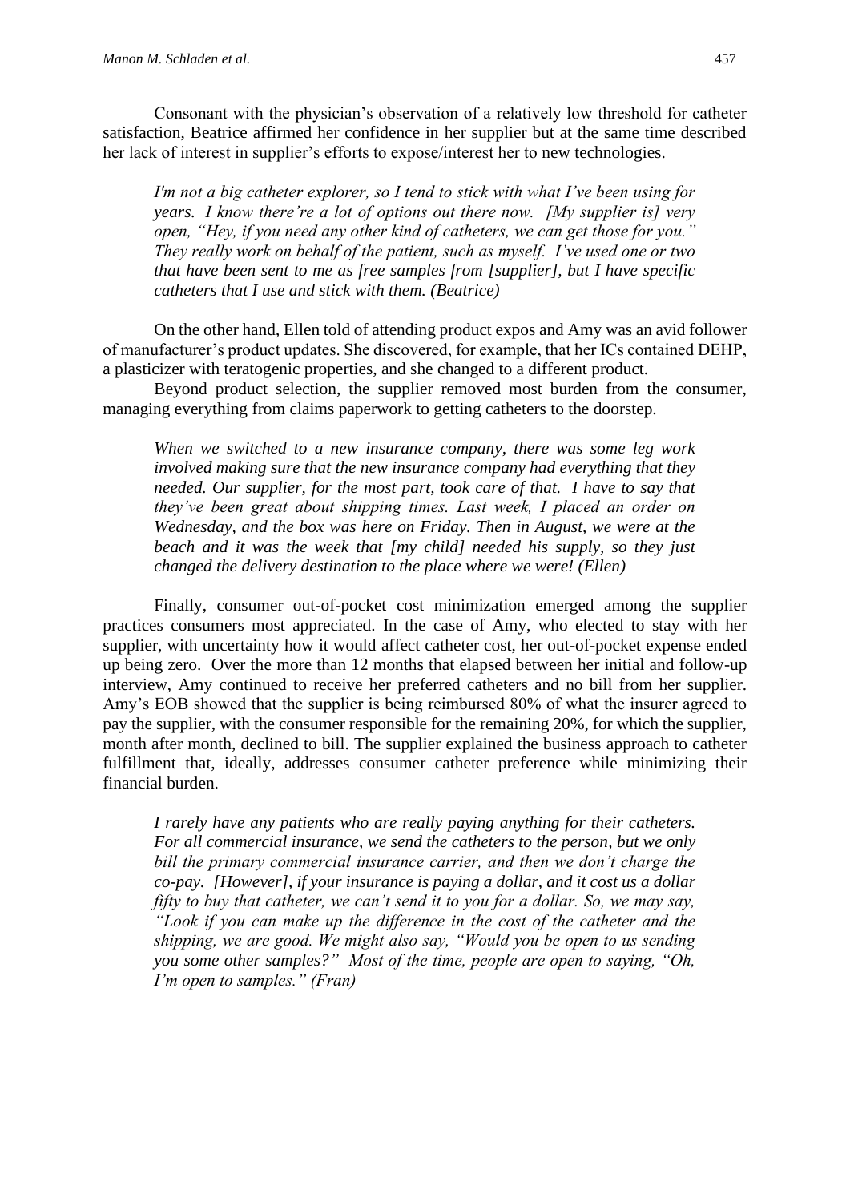Consonant with the physician's observation of a relatively low threshold for catheter satisfaction, Beatrice affirmed her confidence in her supplier but at the same time described her lack of interest in supplier's efforts to expose/interest her to new technologies.

> *I'm not a big catheter explorer, so I tend to stick with what I've been using for years. I know there're a lot of options out there now. [My supplier is] very open, "Hey, if you need any other kind of catheters, we can get those for you." They really work on behalf of the patient, such as myself. I've used one or two that have been sent to me as free samples from [supplier], but I have specific catheters that I use and stick with them. (Beatrice)*

On the other hand, Ellen told of attending product expos and Amy was an avid follower of manufacturer's product updates. She discovered, for example, that her ICs contained DEHP, a plasticizer with teratogenic properties, and she changed to a different product.

Beyond product selection, the supplier removed most burden from the consumer, managing everything from claims paperwork to getting catheters to the doorstep.

> *When we switched to a new insurance company, there was some leg work involved making sure that the new insurance company had everything that they needed. Our supplier, for the most part, took care of that. I have to say that they've been great about shipping times. Last week, I placed an order on Wednesday, and the box was here on Friday. Then in August, we were at the beach and it was the week that [my child] needed his supply, so they just changed the delivery destination to the place where we were! (Ellen)*

Finally, consumer out-of-pocket cost minimization emerged among the supplier practices consumers most appreciated. In the case of Amy, who elected to stay with her supplier, with uncertainty how it would affect catheter cost, her out-of-pocket expense ended up being zero. Over the more than 12 months that elapsed between her initial and follow-up interview, Amy continued to receive her preferred catheters and no bill from her supplier. Amy's EOB showed that the supplier is being reimbursed 80% of what the insurer agreed to pay the supplier, with the consumer responsible for the remaining 20%, for which the supplier, month after month, declined to bill. The supplier explained the business approach to catheter fulfillment that, ideally, addresses consumer catheter preference while minimizing their financial burden.

> *I rarely have any patients who are really paying anything for their catheters. For all commercial insurance, we send the catheters to the person, but we only bill the primary commercial insurance carrier, and then we don't charge the co-pay. [However], if your insurance is paying a dollar, and it cost us a dollar fifty to buy that catheter, we can't send it to you for a dollar. So, we may say, "Look if you can make up the difference in the cost of the catheter and the shipping, we are good. We might also say, "Would you be open to us sending you some other samples?" Most of the time, people are open to saying, "Oh, I'm open to samples." (Fran)*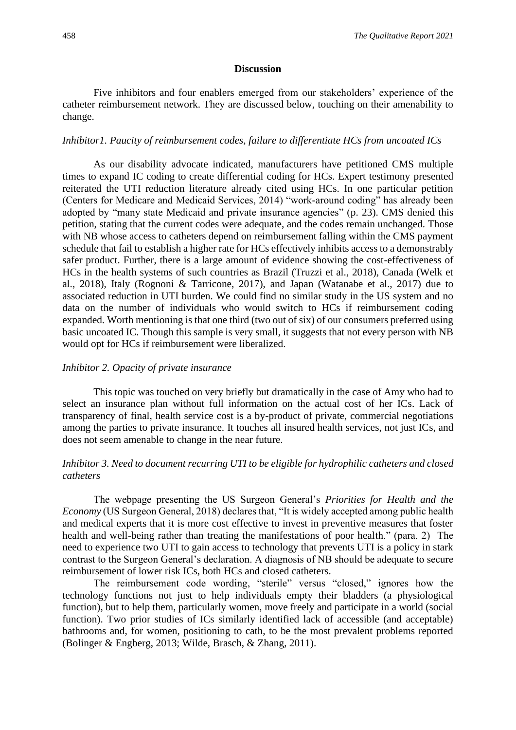## Discussion

Five inhibitors and four enablers emerged from our stakeholders' experience of the catheter reimbursement network. They are discussed below, touching on their amenability to change.

### *Inhibitor1. Paucity of reimbursement codes, failure to differentiate HCs from uncoated ICs*

As our disability advocate indicated, manufacturers have petitioned CMS multiple times to expand IC coding to create differential coding for HCs. Expert testimony presented reiterated the UTI reduction literature already cited using HCs. In one particular petition (Centers for Medicare and Medicaid Services, 2014) "work-around coding" has already been adopted by "many state Medicaid and private insurance agencies" (p. 23). CMS denied this petition, stating that the current codes were adequate, and the codes remain unchanged. Those with NB whose access to catheters depend on reimbursement falling within the CMS payment schedule that fail to establish a higher rate for HCs effectively inhibits access to a demonstrably safer product. Further, there is a large amount of evidence showing the cost-effectiveness of HCs in the health systems of such countries as Brazil (Truzzi et al., 2018), Canada (Welk et al., 2018), Italy (Rognoni & Tarricone, 2017), and Japan (Watanabe et al., 2017) due to associated reduction in UTI burden. We could find no similar study in the US system and no data on the number of individuals who would switch to HCs if reimbursement coding expanded. Worth mentioning is that one third (two out of six) of our consumers preferred using basic uncoated IC. Though this sample is very small, it suggests that not every person with NB would opt for HCs if reimbursement were liberalized.

### *Inhibitor 2. Opacity of private insurance*

This topic was touched on very briefly but dramatically in the case of Amy who had to select an insurance plan without full information on the actual cost of her ICs. Lack of transparency of final, health service cost is a by-product of private, commercial negotiations among the parties to private insurance. It touches all insured health services, not just ICs, and does not seem amenable to change in the near future.

### *Inhibitor 3. Need to document recurring UTI to be eligible for hydrophilic catheters and closed catheters*

The webpage presenting the US Surgeon General's *Priorities for Health and the Economy* (US Surgeon General, 2018) declares that, "It is widely accepted among public health and medical experts that it is more cost effective to invest in preventive measures that foster health and well-being rather than treating the manifestations of poor health." (para. 2) The need to experience two UTI to gain access to technology that prevents UTI is a policy in stark contrast to the Surgeon General's declaration. A diagnosis of NB should be adequate to secure reimbursement of lower risk ICs, both HCs and closed catheters.

The reimbursement code wording, "sterile" versus "closed," ignores how the technology functions not just to help individuals empty their bladders (a physiological function), but to help them, particularly women, move freely and participate in a world (social function). Two prior studies of ICs similarly identified lack of accessible (and acceptable) bathrooms and, for women, positioning to cath, to be the most prevalent problems reported (Bolinger & Engberg, 2013; Wilde, Brasch, & Zhang, 2011).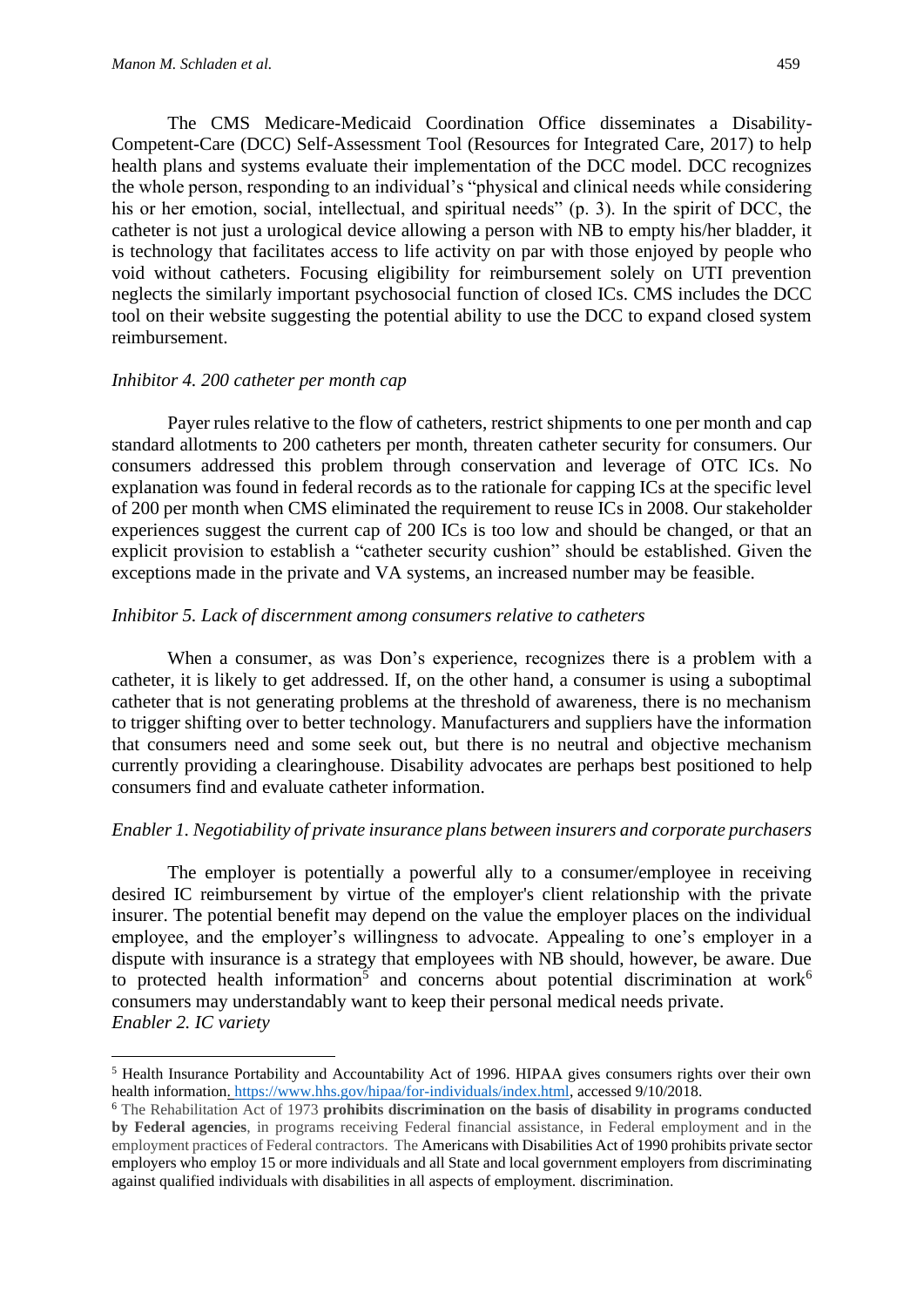The CMS Medicare-Medicaid Coordination Office disseminates a Disability-Competent-Care (DCC) Self-Assessment Tool (Resources for Integrated Care, 2017) to help health plans and systems evaluate their implementation of the DCC model. DCC recognizes the whole person, responding to an individual's "physical and clinical needs while considering his or her emotion, social, intellectual, and spiritual needs" (p. 3). In the spirit of DCC, the catheter is not just a urological device allowing a person with NB to empty his/her bladder, it is technology that facilitates access to life activity on par with those enjoyed by people who void without catheters. Focusing eligibility for reimbursement solely on UTI prevention neglects the similarly important psychosocial function of closed ICs. CMS includes the DCC tool on their website suggesting the potential ability to use the DCC to expand closed system reimbursement.

*Inhibitor 4. 200 catheter per month cap*

Payer rules relative to the flow of catheters, restrict shipments to one per month and cap standard allotments to 200 catheters per month, threaten catheter security for consumers. Our consumers addressed this problem through conservation and leverage of OTC ICs. No explanation was found in federal records as to the rationale for capping ICs at the specific level of 200 per month when CMS eliminated the requirement to reuse ICs in 2008. Our stakeholder experiences suggest the current cap of 200 ICs is too low and should be changed, or that an explicit provision to establish a "catheter security cushion" should be established. Given the exceptions made in the private and VA systems, an increased number may be feasible.

*Inhibitor 5. Lack of discernment among consumers relative to catheters*

When a consumer, as was Don's experience, recognizes there is a problem with a catheter, it is likely to get addressed. If, on the other hand, a consumer is using a suboptimal catheter that is not generating problems at the threshold of awareness, there is no mechanism to trigger shifting over to better technology. Manufacturers and suppliers have the information that consumers need and some seek out, but there is no neutral and objective mechanism currently providing a clearinghouse. Disability advocates are perhaps best positioned to help consumers find and evaluate catheter information.

*Enabler 1. Negotiability of private insurance plans between insurers and corporate purchasers*

The employer is potentially a powerful ally to a consumer/employee in receiving desired IC reimbursement by virtue of the employer's client relationship with the private insurer. The potential benefit may depend on the value the employer places on the individual employee, and the employer's willingness to advocate. Appealing to one's employer in a dispute with insurance is a strategy that employees with NB should, however, be aware. Due to protected health information[5] and concerns about potential discrimination at work[6] consumers may understandably want to keep their personal medical needs private.

*Enabler 2. IC variety*

[5] Health Insurance Portability and Accountability Act of 1996. HIPAA gives consumers rights over their own health information. https://www.hhs.gov/hipaa/for-individuals/index.html, accessed 9/10/2018.

[6] The Rehabilitation Act of 1973 **prohibits discrimination on the basis of disability in programs conducted by Federal agencies**, in programs receiving Federal financial assistance, in Federal employment and in the employment practices of Federal contractors. The Americans with Disabilities Act of 1990 prohibits private sector employers who employ 15 or more individuals and all State and local government employers from discriminating against qualified individuals with disabilities in all aspects of employment. discrimination.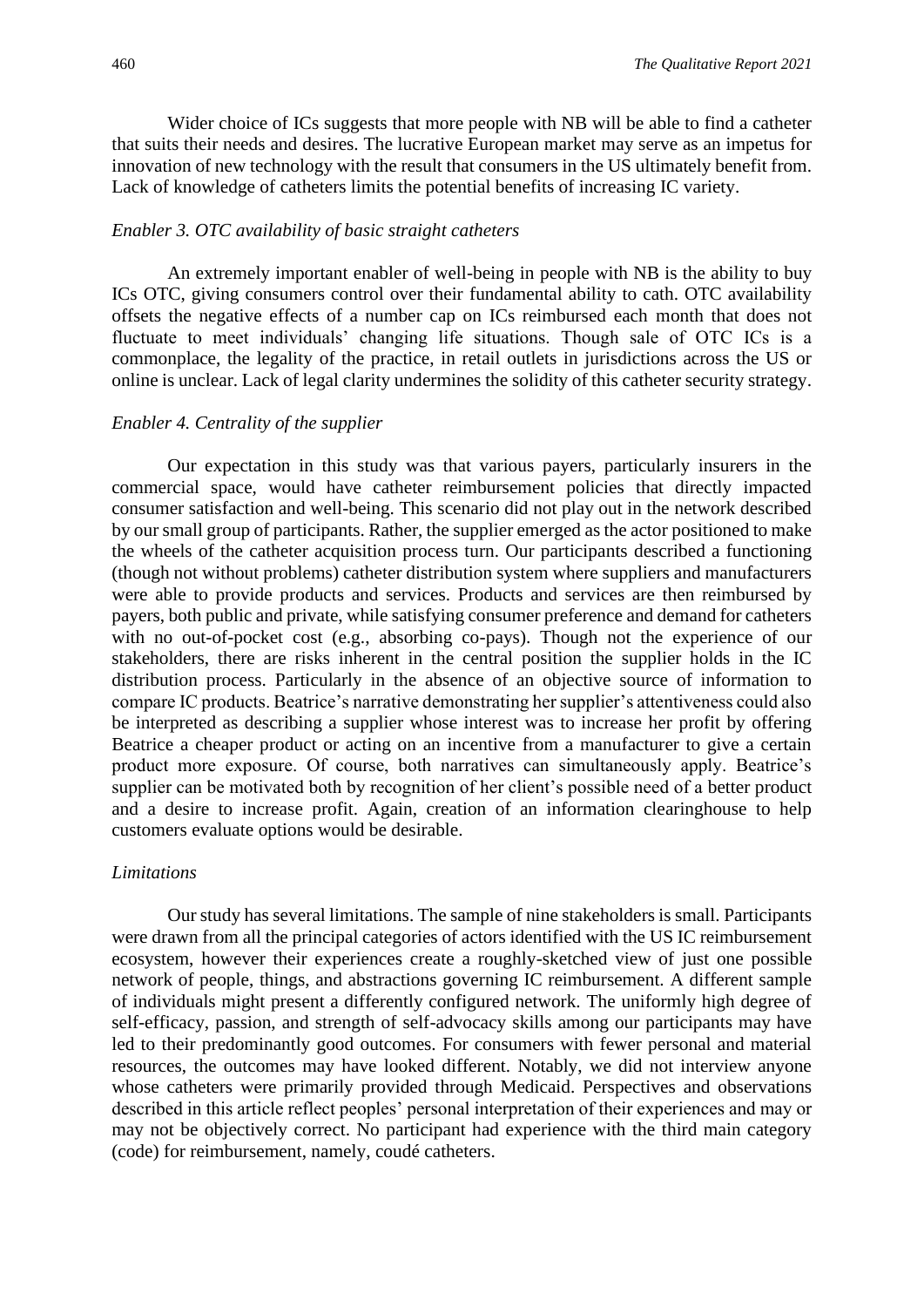Wider choice of ICs suggests that more people with NB will be able to find a catheter that suits their needs and desires. The lucrative European market may serve as an impetus for innovation of new technology with the result that consumers in the US ultimately benefit from. Lack of knowledge of catheters limits the potential benefits of increasing IC variety.

*Enabler 3. OTC availability of basic straight catheters*

An extremely important enabler of well-being in people with NB is the ability to buy ICs OTC, giving consumers control over their fundamental ability to cath. OTC availability offsets the negative effects of a number cap on ICs reimbursed each month that does not fluctuate to meet individuals' changing life situations. Though sale of OTC ICs is a commonplace, the legality of the practice, in retail outlets in jurisdictions across the US or online is unclear. Lack of legal clarity undermines the solidity of this catheter security strategy.

*Enabler 4. Centrality of the supplier*

Our expectation in this study was that various payers, particularly insurers in the commercial space, would have catheter reimbursement policies that directly impacted consumer satisfaction and well-being. This scenario did not play out in the network described by our small group of participants. Rather, the supplier emerged as the actor positioned to make the wheels of the catheter acquisition process turn. Our participants described a functioning (though not without problems) catheter distribution system where suppliers and manufacturers were able to provide products and services. Products and services are then reimbursed by payers, both public and private, while satisfying consumer preference and demand for catheters with no out-of-pocket cost (e.g., absorbing co-pays). Though not the experience of our stakeholders, there are risks inherent in the central position the supplier holds in the IC distribution process. Particularly in the absence of an objective source of information to compare IC products. Beatrice's narrative demonstrating her supplier's attentiveness could also be interpreted as describing a supplier whose interest was to increase her profit by offering Beatrice a cheaper product or acting on an incentive from a manufacturer to give a certain product more exposure. Of course, both narratives can simultaneously apply. Beatrice's supplier can be motivated both by recognition of her client's possible need of a better product and a desire to increase profit. Again, creation of an information clearinghouse to help customers evaluate options would be desirable.

*Limitations*

Our study has several limitations. The sample of nine stakeholders is small. Participants were drawn from all the principal categories of actors identified with the US IC reimbursement ecosystem, however their experiences create a roughly-sketched view of just one possible network of people, things, and abstractions governing IC reimbursement. A different sample of individuals might present a differently configured network. The uniformly high degree of self-efficacy, passion, and strength of self-advocacy skills among our participants may have led to their predominantly good outcomes. For consumers with fewer personal and material resources, the outcomes may have looked different. Notably, we did not interview anyone whose catheters were primarily provided through Medicaid. Perspectives and observations described in this article reflect peoples' personal interpretation of their experiences and may or may not be objectively correct. No participant had experience with the third main category (code) for reimbursement, namely, coudé catheters.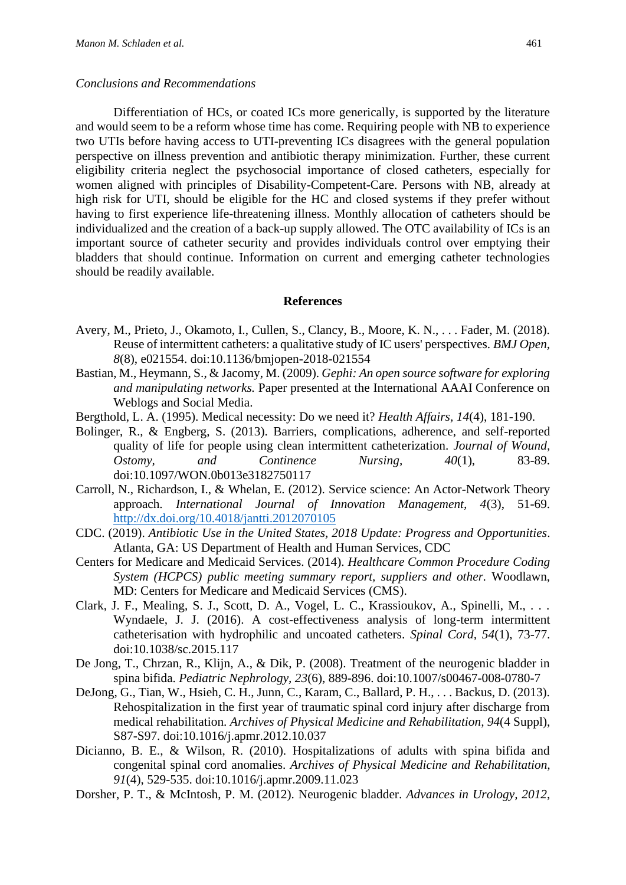*Conclusions and Recommendations*

Differentiation of HCs, or coated ICs more generically, is supported by the literature and would seem to be a reform whose time has come. Requiring people with NB to experience two UTIs before having access to UTI-preventing ICs disagrees with the general population perspective on illness prevention and antibiotic therapy minimization. Further, these current eligibility criteria neglect the psychosocial importance of closed catheters, especially for women aligned with principles of Disability-Competent-Care. Persons with NB, already at high risk for UTI, should be eligible for the HC and closed systems if they prefer without having to first experience life-threatening illness. Monthly allocation of catheters should be individualized and the creation of a back-up supply allowed. The OTC availability of ICs is an important source of catheter security and provides individuals control over emptying their bladders that should continue. Information on current and emerging catheter technologies should be readily available.

## References

Avery, M., Prieto, J., Okamoto, I., Cullen, S., Clancy, B., Moore, K. N., . . . Fader, M. (2018). Reuse of intermittent catheters: a qualitative study of IC users' perspectives. *BMJ Open, 8*(8), e021554. doi:10.1136/bmjopen-2018-021554

Bastian, M., Heymann, S., & Jacomy, M. (2009). *Gephi: An open source software for exploring and manipulating networks.* Paper presented at the International AAAI Conference on Weblogs and Social Media.

Bergthold, L. A. (1995). Medical necessity: Do we need it? *Health Affairs, 14*(4), 181-190.

Bolinger, R., & Engberg, S. (2013). Barriers, complications, adherence, and self-reported quality of life for people using clean intermittent catheterization. *Journal of Wound, Ostomy, and Continence Nursing, 40*(1), 83-89. doi:10.1097/WON.0b013e3182750117

Carroll, N., Richardson, I., & Whelan, E. (2012). Service science: An Actor-Network Theory approach. *International Journal of Innovation Management, 4*(3), 51-69. http://dx.doi.org/10.4018/jantti.2012070105

CDC. (2019). *Antibiotic Use in the United States, 2018 Update: Progress and Opportunities*. Atlanta, GA: US Department of Health and Human Services, CDC

Centers for Medicare and Medicaid Services. (2014). *Healthcare Common Procedure Coding System (HCPCS) public meeting summary report, suppliers and other.* Woodlawn, MD: Centers for Medicare and Medicaid Services (CMS).

Clark, J. F., Mealing, S. J., Scott, D. A., Vogel, L. C., Krassioukov, A., Spinelli, M., . . . Wyndaele, J. J. (2016). A cost-effectiveness analysis of long-term intermittent catheterisation with hydrophilic and uncoated catheters. *Spinal Cord, 54*(1), 73-77. doi:10.1038/sc.2015.117

De Jong, T., Chrzan, R., Klijn, A., & Dik, P. (2008). Treatment of the neurogenic bladder in spina bifida. *Pediatric Nephrology, 23*(6), 889-896. doi:10.1007/s00467-008-0780-7

DeJong, G., Tian, W., Hsieh, C. H., Junn, C., Karam, C., Ballard, P. H., . . . Backus, D. (2013). Rehospitalization in the first year of traumatic spinal cord injury after discharge from medical rehabilitation. *Archives of Physical Medicine and Rehabilitation, 94*(4 Suppl), S87-S97. doi:10.1016/j.apmr.2012.10.037

Dicianno, B. E., & Wilson, R. (2010). Hospitalizations of adults with spina bifida and congenital spinal cord anomalies. *Archives of Physical Medicine and Rehabilitation, 91*(4), 529-535. doi:10.1016/j.apmr.2009.11.023

Dorsher, P. T., & McIntosh, P. M. (2012). Neurogenic bladder. *Advances in Urology, 2012*,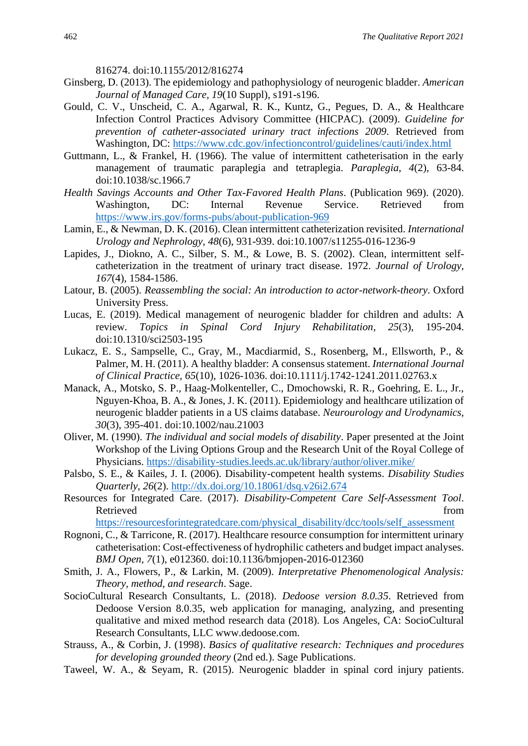816274. doi:10.1155/2012/816274

Ginsberg, D. (2013). The epidemiology and pathophysiology of neurogenic bladder. *American Journal of Managed Care, 19*(10 Suppl), s191-s196.

Gould, C. V., Unscheid, C. A., Agarwal, R. K., Kuntz, G., Pegues, D. A., & Healthcare Infection Control Practices Advisory Committee (HICPAC). (2009). *Guideline for prevention of catheter-associated urinary tract infections 2009*. Retrieved from Washington, DC: https://www.cdc.gov/infectioncontrol/guidelines/cauti/index.html

Guttmann, L., & Frankel, H. (1966). The value of intermittent catheterisation in the early management of traumatic paraplegia and tetraplegia. *Paraplegia, 4*(2), 63-84. doi:10.1038/sc.1966.7

*Health Savings Accounts and Other Tax-Favored Health Plans*. (Publication 969). (2020). Washington, DC: Internal Revenue Service. Retrieved from https://www.irs.gov/forms-pubs/about-publication-969

Lamin, E., & Newman, D. K. (2016). Clean intermittent catheterization revisited. *International Urology and Nephrology, 48*(6), 931-939. doi:10.1007/s11255-016-1236-9

Lapides, J., Diokno, A. C., Silber, S. M., & Lowe, B. S. (2002). Clean, intermittent self-catheterization in the treatment of urinary tract disease. 1972. *Journal of Urology, 167*(4), 1584-1586.

Latour, B. (2005). *Reassembling the social: An introduction to actor-network-theory*. Oxford University Press.

Lucas, E. (2019). Medical management of neurogenic bladder for children and adults: A review. *Topics in Spinal Cord Injury Rehabilitation, 25*(3), 195-204. doi:10.1310/sci2503-195

Lukacz, E. S., Sampselle, C., Gray, M., Macdiarmid, S., Rosenberg, M., Ellsworth, P., & Palmer, M. H. (2011). A healthy bladder: A consensus statement. *International Journal of Clinical Practice, 65*(10), 1026-1036. doi:10.1111/j.1742-1241.2011.02763.x

Manack, A., Motsko, S. P., Haag-Molkenteller, C., Dmochowski, R. R., Goehring, E. L., Jr., Nguyen-Khoa, B. A., & Jones, J. K. (2011). Epidemiology and healthcare utilization of neurogenic bladder patients in a US claims database. *Neurourology and Urodynamics, 30*(3), 395-401. doi:10.1002/nau.21003

Oliver, M. (1990). *The individual and social models of disability*. Paper presented at the Joint Workshop of the Living Options Group and the Research Unit of the Royal College of Physicians. https://disability-studies.leeds.ac.uk/library/author/oliver.mike/

Palsbo, S. E., & Kailes, J. I. (2006). Disability-competent health systems. *Disability Studies Quarterly, 26*(2). http://dx.doi.org/10.18061/dsq.v26i2.674

Resources for Integrated Care. (2017). *Disability-Competent Care Self-Assessment Tool*. Retrieved from https://resourcesforintegratedcare.com/physical_disability/dcc/tools/self_assessment

Rognoni, C., & Tarricone, R. (2017). Healthcare resource consumption for intermittent urinary catheterisation: Cost-effectiveness of hydrophilic catheters and budget impact analyses. *BMJ Open, 7*(1), e012360. doi:10.1136/bmjopen-2016-012360

Smith, J. A., Flowers, P., & Larkin, M. (2009). *Interpretative Phenomenological Analysis: Theory, method, and research*. Sage.

SocioCultural Research Consultants, L. (2018). *Dedoose version 8.0.35*. Retrieved from Dedoose Version 8.0.35, web application for managing, analyzing, and presenting qualitative and mixed method research data (2018). Los Angeles, CA: SocioCultural Research Consultants, LLC www.dedoose.com.

Strauss, A., & Corbin, J. (1998). *Basics of qualitative research: Techniques and procedures for developing grounded theory* (2nd ed.). Sage Publications.

Taweel, W. A., & Seyam, R. (2015). Neurogenic bladder in spinal cord injury patients.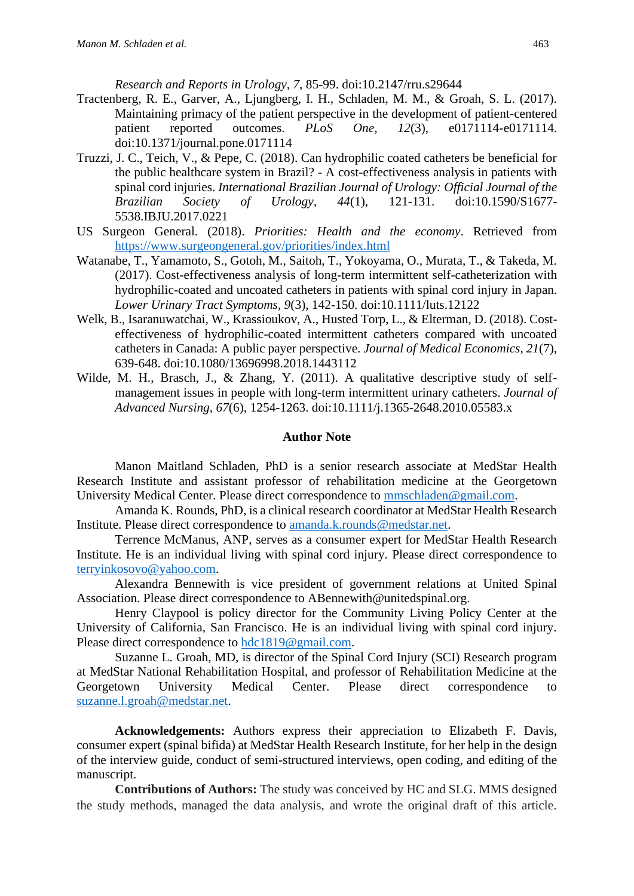*Research and Reports in Urology, 7*, 85-99. doi:10.2147/rru.s29644

Tractenberg, R. E., Garver, A., Ljungberg, I. H., Schladen, M. M., & Groah, S. L. (2017). Maintaining primacy of the patient perspective in the development of patient-centered patient reported outcomes. *PLoS One, 12*(3), e0171114-e0171114. doi:10.1371/journal.pone.0171114

Truzzi, J. C., Teich, V., & Pepe, C. (2018). Can hydrophilic coated catheters be beneficial for the public healthcare system in Brazil? - A cost-effectiveness analysis in patients with spinal cord injuries. *International Brazilian Journal of Urology: Official Journal of the Brazilian Society of Urology, 44*(1), 121-131. doi:10.1590/S1677-5538.IBJU.2017.0221

US Surgeon General. (2018). *Priorities: Health and the economy*. Retrieved from https://www.surgeongeneral.gov/priorities/index.html

Watanabe, T., Yamamoto, S., Gotoh, M., Saitoh, T., Yokoyama, O., Murata, T., & Takeda, M. (2017). Cost-effectiveness analysis of long-term intermittent self-catheterization with hydrophilic-coated and uncoated catheters in patients with spinal cord injury in Japan. *Lower Urinary Tract Symptoms, 9*(3), 142-150. doi:10.1111/luts.12122

Welk, B., Isaranuwatchai, W., Krassioukov, A., Husted Torp, L., & Elterman, D. (2018). Cost-effectiveness of hydrophilic-coated intermittent catheters compared with uncoated catheters in Canada: A public payer perspective. *Journal of Medical Economics, 21*(7), 639-648. doi:10.1080/13696998.2018.1443112

Wilde, M. H., Brasch, J., & Zhang, Y. (2011). A qualitative descriptive study of self-management issues in people with long-term intermittent urinary catheters. *Journal of Advanced Nursing, 67*(6), 1254-1263. doi:10.1111/j.1365-2648.2010.05583.x

## Author Note

Manon Maitland Schladen, PhD is a senior research associate at MedStar Health Research Institute and assistant professor of rehabilitation medicine at the Georgetown University Medical Center. Please direct correspondence to mmschladen@gmail.com.

Amanda K. Rounds, PhD, is a clinical research coordinator at MedStar Health Research Institute. Please direct correspondence to amanda.k.rounds@medstar.net.

Terrence McManus, ANP, serves as a consumer expert for MedStar Health Research Institute. He is an individual living with spinal cord injury. Please direct correspondence to terryinkosovo@yahoo.com.

Alexandra Bennewith is vice president of government relations at United Spinal Association. Please direct correspondence to ABennewith@unitedspinal.org.

Henry Claypool is policy director for the Community Living Policy Center at the University of California, San Francisco. He is an individual living with spinal cord injury. Please direct correspondence to hdc1819@gmail.com.

Suzanne L. Groah, MD, is director of the Spinal Cord Injury (SCI) Research program at MedStar National Rehabilitation Hospital, and professor of Rehabilitation Medicine at the Georgetown University Medical Center. Please direct correspondence to suzanne.l.groah@medstar.net.

**Acknowledgements:** Authors express their appreciation to Elizabeth F. Davis, consumer expert (spinal bifida) at MedStar Health Research Institute, for her help in the design of the interview guide, conduct of semi-structured interviews, open coding, and editing of the manuscript.

**Contributions of Authors:** The study was conceived by HC and SLG. MMS designed the study methods, managed the data analysis, and wrote the original draft of this article.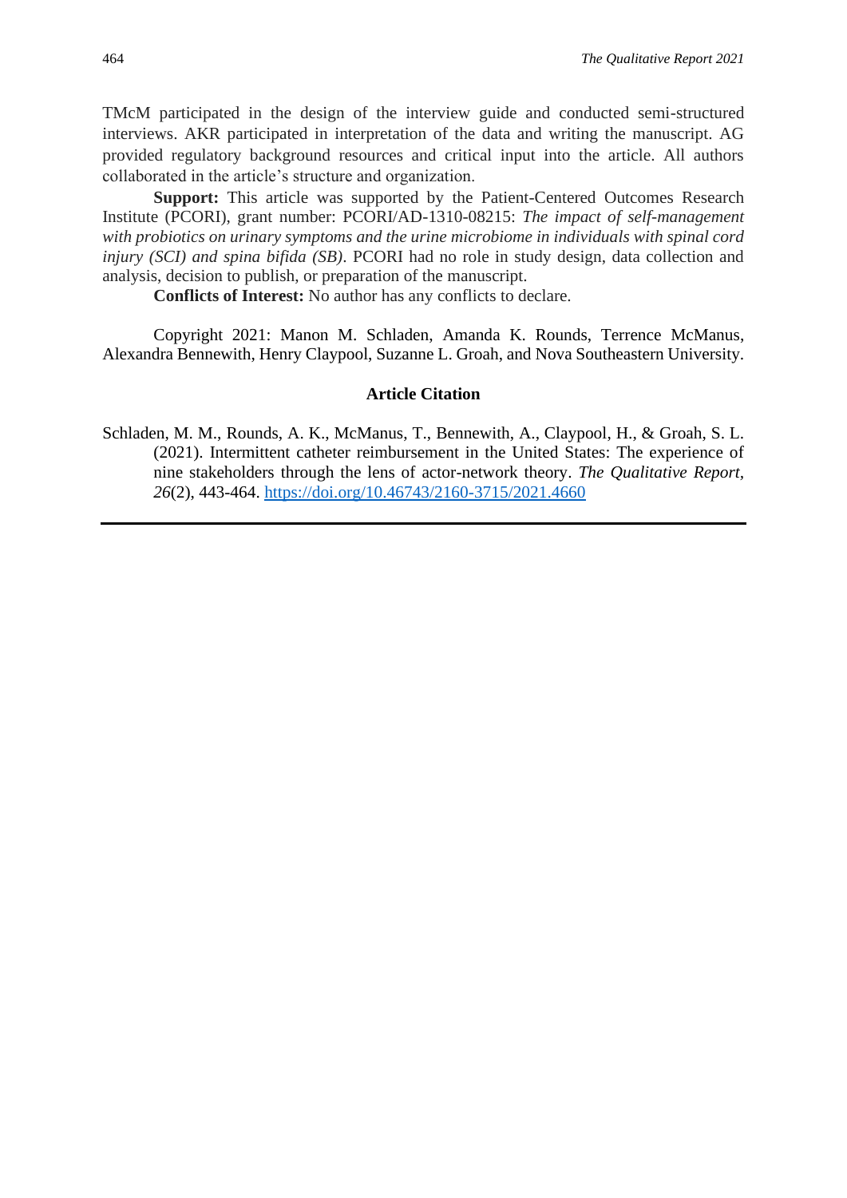TMcM participated in the design of the interview guide and conducted semi-structured interviews. AKR participated in interpretation of the data and writing the manuscript. AG provided regulatory background resources and critical input into the article. All authors collaborated in the article's structure and organization.

**Support:** This article was supported by the Patient-Centered Outcomes Research Institute (PCORI), grant number: PCORI/AD-1310-08215: *The impact of self-management with probiotics on urinary symptoms and the urine microbiome in individuals with spinal cord injury (SCI) and spina bifida (SB)*. PCORI had no role in study design, data collection and analysis, decision to publish, or preparation of the manuscript.

**Conflicts of Interest:** No author has any conflicts to declare.

Copyright 2021: Manon M. Schladen, Amanda K. Rounds, Terrence McManus, Alexandra Bennewith, Henry Claypool, Suzanne L. Groah, and Nova Southeastern University.

### Article Citation

Schladen, M. M., Rounds, A. K., McManus, T., Bennewith, A., Claypool, H., & Groah, S. L. (2021). Intermittent catheter reimbursement in the United States: The experience of nine stakeholders through the lens of actor-network theory. *The Qualitative Report*, *26*(2), 443-464. https://doi.org/10.46743/2160-3715/2021.4660